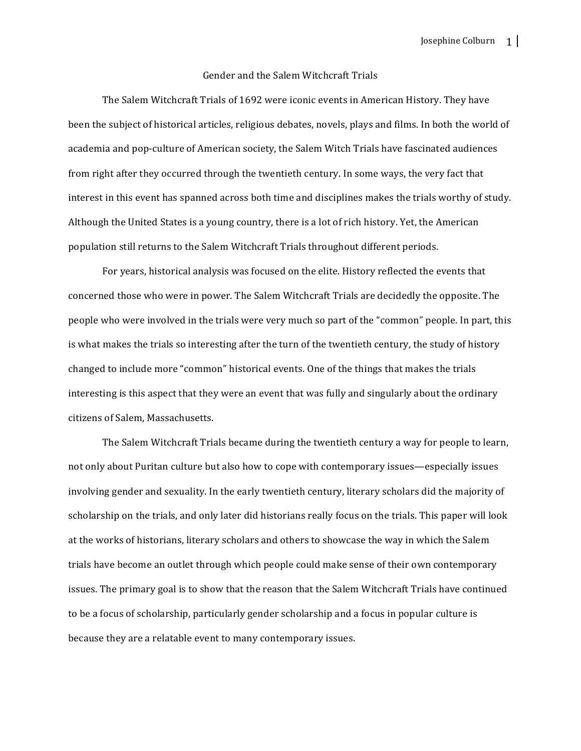# Gender and the Salem Witchcraft Trials

The Salem Witchcraft Trials of 1692 were iconic events in American History. They have been the subject of historical articles, religious debates, novels, plays and films. In both the world of academia and pop-culture of American society, the Salem Witch Trials have fascinated audiences from right after they occurred through the twentieth century. In some ways, the very fact that interest in this event has spanned across both time and disciplines makes the trials worthy of study. Although the United States is a young country, there is a lot of rich history. Yet, the American population still returns to the Salem Witchcraft Trials throughout different periods.

For years, historical analysis was focused on the elite. History reflected the events that concerned those who were in power. The Salem Witchcraft Trials are decidedly the opposite. The people who were involved in the trials were very much so part of the "common" people. In part, this is what makes the trials so interesting after the turn of the twentieth century, the study of history changed to include more "common" historical events. One of the things that makes the trials interesting is this aspect that they were an event that was fully and singularly about the ordinary citizens of Salem, Massachusetts.

The Salem Witchcraft Trials became during the twentieth century a way for people to learn, not only about Puritan culture but also how to cope with contemporary issues—especially issues involving gender and sexuality. In the early twentieth century, literary scholars did the majority of scholarship on the trials, and only later did historians really focus on the trials. This paper will look at the works of historians, literary scholars and others to showcase the way in which the Salem trials have become an outlet through which people could make sense of their own contemporary issues. The primary goal is to show that the reason that the Salem Witchcraft Trials have continued to be a focus of scholarship, particularly gender scholarship and a focus in popular culture is because they are a relatable event to many contemporary issues.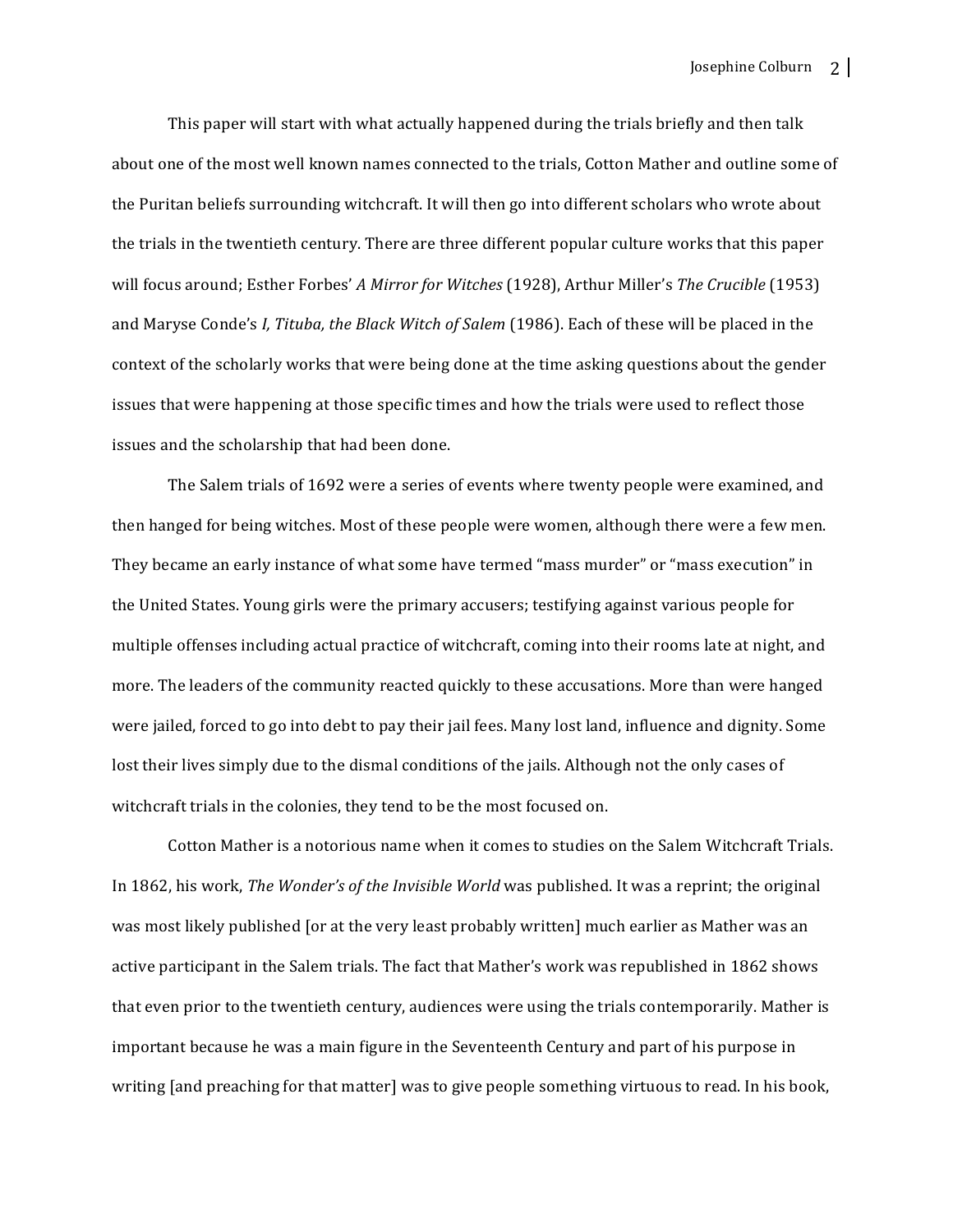This paper will start with what actually happened during the trials briefly and then talk about one of the most well known names connected to the trials, Cotton Mather and outline some of the Puritan beliefs surrounding witchcraft. It will then go into different scholars who wrote about the trials in the twentieth century. There are three different popular culture works that this paper will focus around; Esther Forbes' *A Mirror for Witches* (1928), Arthur Miller's *The Crucible* (1953) and Maryse Conde's *I, Tituba, the Black Witch of Salem* (1986). Each of these will be placed in the context of the scholarly works that were being done at the time asking questions about the gender issues that were happening at those specific times and how the trials were used to reflect those issues and the scholarship that had been done.

The Salem trials of 1692 were a series of events where twenty people were examined, and then hanged for being witches. Most of these people were women, although there were a few men. They became an early instance of what some have termed "mass murder" or "mass execution" in the United States. Young girls were the primary accusers; testifying against various people for multiple offenses including actual practice of witchcraft, coming into their rooms late at night, and more. The leaders of the community reacted quickly to these accusations. More than were hanged were jailed, forced to go into debt to pay their jail fees. Many lost land, influence and dignity. Some lost their lives simply due to the dismal conditions of the jails. Although not the only cases of witchcraft trials in the colonies, they tend to be the most focused on.

Cotton Mather is a notorious name when it comes to studies on the Salem Witchcraft Trials. In 1862, his work, *The Wonder's of the Invisible World* was published. It was a reprint; the original was most likely published [or at the very least probably written] much earlier as Mather was an active participant in the Salem trials. The fact that Mather's work was republished in 1862 shows that even prior to the twentieth century, audiences were using the trials contemporarily. Mather is important because he was a main figure in the Seventeenth Century and part of his purpose in writing [and preaching for that matter] was to give people something virtuous to read. In his book,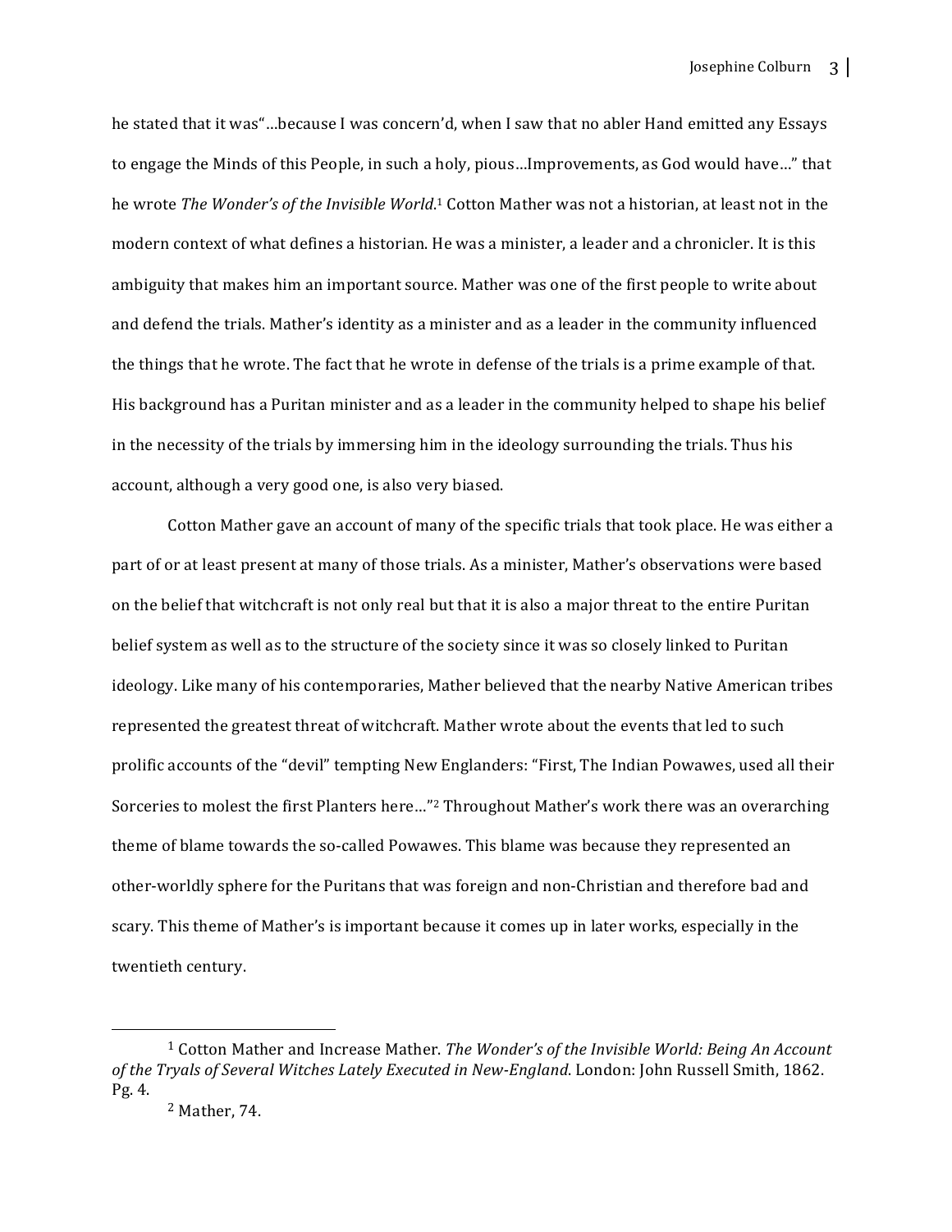he stated that it was"…because I was concern'd, when I saw that no abler Hand emitted any Essays to engage the Minds of this People, in such a holy, pious…Improvements, as God would have…" that he wrote *The Wonder's of the Invisible World*.[1] Cotton Mather was not a historian, at least not in the modern context of what defines a historian. He was a minister, a leader and a chronicler. It is this ambiguity that makes him an important source. Mather was one of the first people to write about and defend the trials. Mather's identity as a minister and as a leader in the community influenced the things that he wrote. The fact that he wrote in defense of the trials is a prime example of that. His background has a Puritan minister and as a leader in the community helped to shape his belief in the necessity of the trials by immersing him in the ideology surrounding the trials. Thus his account, although a very good one, is also very biased.

Cotton Mather gave an account of many of the specific trials that took place. He was either a part of or at least present at many of those trials. As a minister, Mather's observations were based on the belief that witchcraft is not only real but that it is also a major threat to the entire Puritan belief system as well as to the structure of the society since it was so closely linked to Puritan ideology. Like many of his contemporaries, Mather believed that the nearby Native American tribes represented the greatest threat of witchcraft. Mather wrote about the events that led to such prolific accounts of the "devil" tempting New Englanders: "First, The Indian Powawes, used all their Sorceries to molest the first Planters here…"[2] Throughout Mather's work there was an overarching theme of blame towards the so-called Powawes. This blame was because they represented an other-worldly sphere for the Puritans that was foreign and non-Christian and therefore bad and scary. This theme of Mather's is important because it comes up in later works, especially in the twentieth century.

---

[1] Cotton Mather and Increase Mather. *The Wonder's of the Invisible World: Being An Account of the Tryals of Several Witches Lately Executed in New-England*. London: John Russell Smith, 1862. Pg. 4.

[2] Mather, 74.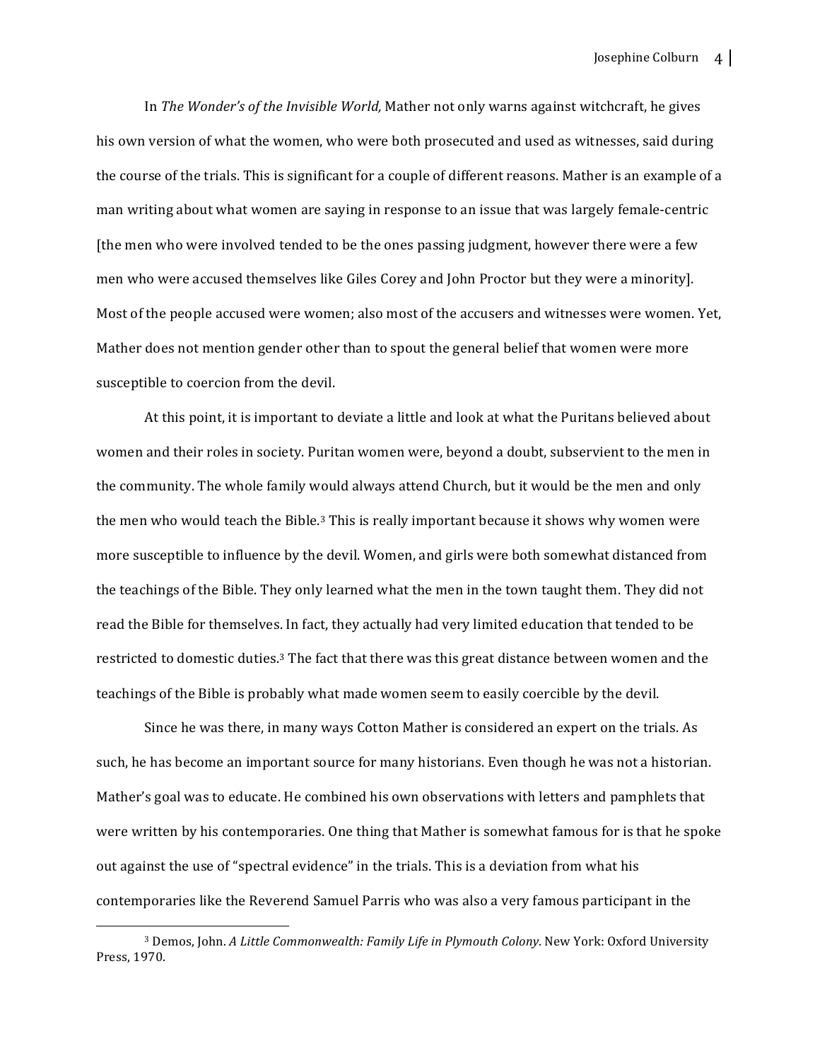In *The Wonder's of the Invisible World,* Mather not only warns against witchcraft, he gives his own version of what the women, who were both prosecuted and used as witnesses, said during the course of the trials. This is significant for a couple of different reasons. Mather is an example of a man writing about what women are saying in response to an issue that was largely female-centric [the men who were involved tended to be the ones passing judgment, however there were a few men who were accused themselves like Giles Corey and John Proctor but they were a minority]. Most of the people accused were women; also most of the accusers and witnesses were women. Yet, Mather does not mention gender other than to spout the general belief that women were more susceptible to coercion from the devil.

At this point, it is important to deviate a little and look at what the Puritans believed about women and their roles in society. Puritan women were, beyond a doubt, subservient to the men in the community. The whole family would always attend Church, but it would be the men and only the men who would teach the Bible.[3] This is really important because it shows why women were more susceptible to influence by the devil. Women, and girls were both somewhat distanced from the teachings of the Bible. They only learned what the men in the town taught them. They did not read the Bible for themselves. In fact, they actually had very limited education that tended to be restricted to domestic duties.[3] The fact that there was this great distance between women and the teachings of the Bible is probably what made women seem to easily coercible by the devil.

Since he was there, in many ways Cotton Mather is considered an expert on the trials. As such, he has become an important source for many historians. Even though he was not a historian. Mather's goal was to educate. He combined his own observations with letters and pamphlets that were written by his contemporaries. One thing that Mather is somewhat famous for is that he spoke out against the use of "spectral evidence" in the trials. This is a deviation from what his contemporaries like the Reverend Samuel Parris who was also a very famous participant in the

[3] Demos, John. *A Little Commonwealth: Family Life in Plymouth Colony*. New York: Oxford University Press, 1970.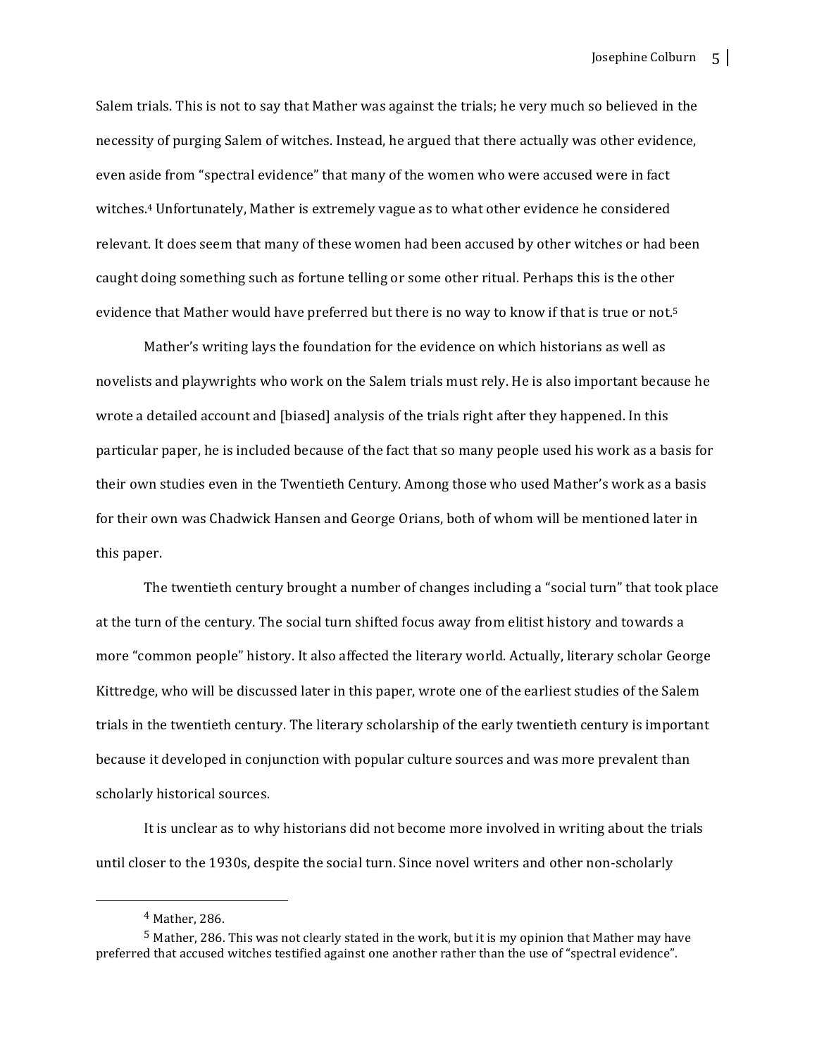Salem trials. This is not to say that Mather was against the trials; he very much so believed in the necessity of purging Salem of witches. Instead, he argued that there actually was other evidence, even aside from "spectral evidence" that many of the women who were accused were in fact witches.[4] Unfortunately, Mather is extremely vague as to what other evidence he considered relevant. It does seem that many of these women had been accused by other witches or had been caught doing something such as fortune telling or some other ritual. Perhaps this is the other evidence that Mather would have preferred but there is no way to know if that is true or not.[5]

Mather's writing lays the foundation for the evidence on which historians as well as novelists and playwrights who work on the Salem trials must rely. He is also important because he wrote a detailed account and [biased] analysis of the trials right after they happened. In this particular paper, he is included because of the fact that so many people used his work as a basis for their own studies even in the Twentieth Century. Among those who used Mather's work as a basis for their own was Chadwick Hansen and George Orians, both of whom will be mentioned later in this paper.

The twentieth century brought a number of changes including a "social turn" that took place at the turn of the century. The social turn shifted focus away from elitist history and towards a more "common people" history. It also affected the literary world. Actually, literary scholar George Kittredge, who will be discussed later in this paper, wrote one of the earliest studies of the Salem trials in the twentieth century. The literary scholarship of the early twentieth century is important because it developed in conjunction with popular culture sources and was more prevalent than scholarly historical sources.

It is unclear as to why historians did not become more involved in writing about the trials until closer to the 1930s, despite the social turn. Since novel writers and other non-scholarly

---

[4] Mather, 286.

[5] Mather, 286. This was not clearly stated in the work, but it is my opinion that Mather may have preferred that accused witches testified against one another rather than the use of "spectral evidence".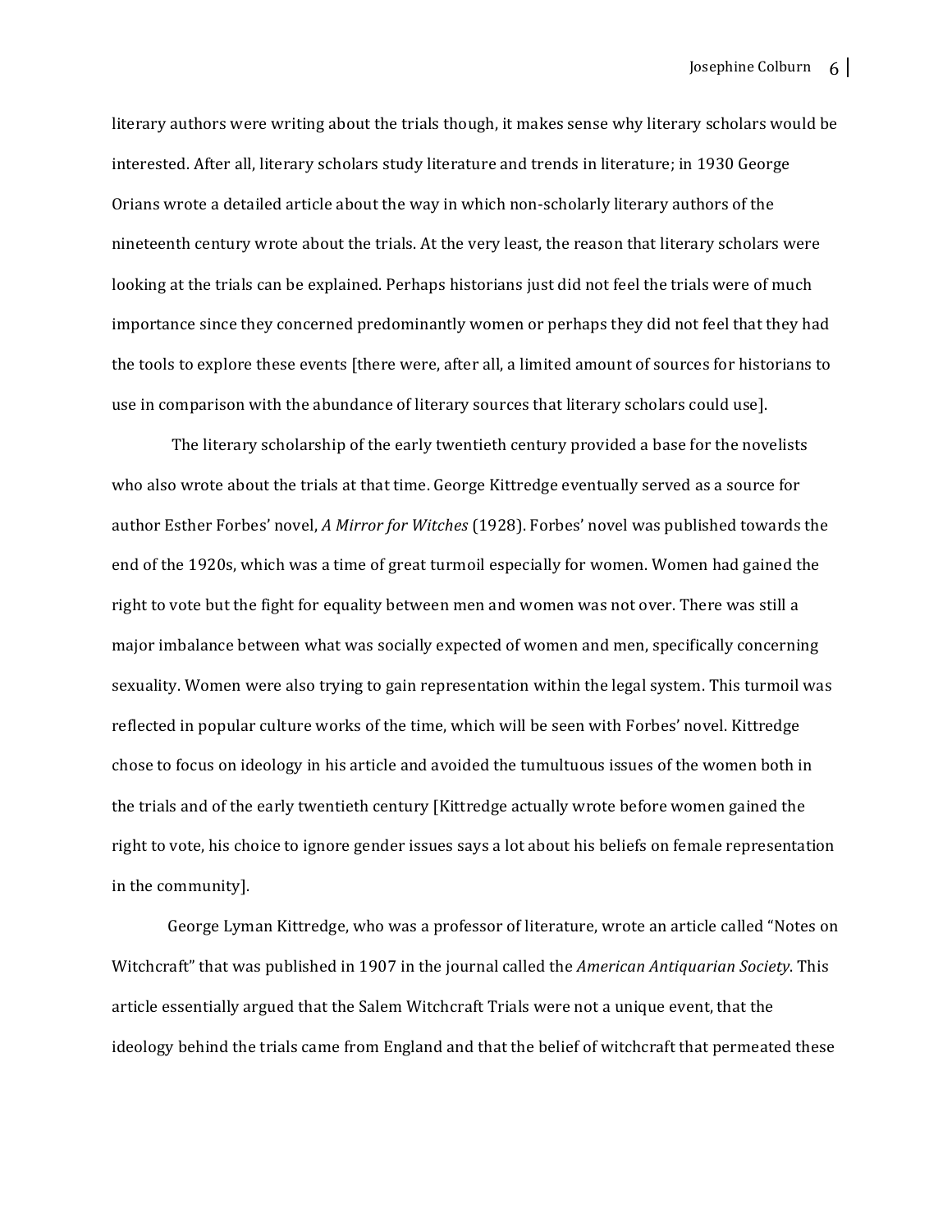literary authors were writing about the trials though, it makes sense why literary scholars would be interested. After all, literary scholars study literature and trends in literature; in 1930 George Orians wrote a detailed article about the way in which non-scholarly literary authors of the nineteenth century wrote about the trials. At the very least, the reason that literary scholars were looking at the trials can be explained. Perhaps historians just did not feel the trials were of much importance since they concerned predominantly women or perhaps they did not feel that they had the tools to explore these events [there were, after all, a limited amount of sources for historians to use in comparison with the abundance of literary sources that literary scholars could use].

The literary scholarship of the early twentieth century provided a base for the novelists who also wrote about the trials at that time. George Kittredge eventually served as a source for author Esther Forbes' novel, *A Mirror for Witches* (1928). Forbes' novel was published towards the end of the 1920s, which was a time of great turmoil especially for women. Women had gained the right to vote but the fight for equality between men and women was not over. There was still a major imbalance between what was socially expected of women and men, specifically concerning sexuality. Women were also trying to gain representation within the legal system. This turmoil was reflected in popular culture works of the time, which will be seen with Forbes' novel. Kittredge chose to focus on ideology in his article and avoided the tumultuous issues of the women both in the trials and of the early twentieth century [Kittredge actually wrote before women gained the right to vote, his choice to ignore gender issues says a lot about his beliefs on female representation in the community].

George Lyman Kittredge, who was a professor of literature, wrote an article called "Notes on Witchcraft" that was published in 1907 in the journal called the *American Antiquarian Society*. This article essentially argued that the Salem Witchcraft Trials were not a unique event, that the ideology behind the trials came from England and that the belief of witchcraft that permeated these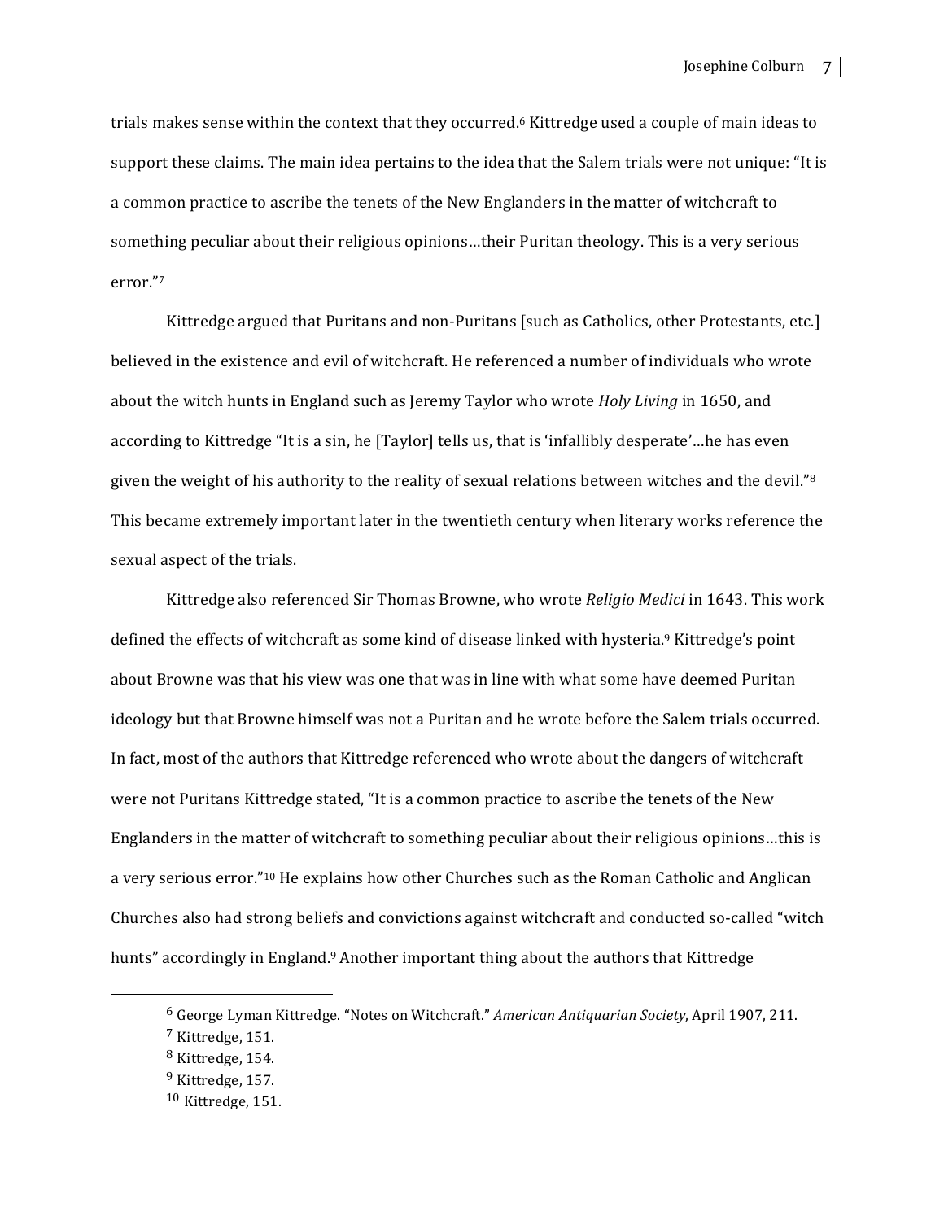trials makes sense within the context that they occurred.[6] Kittredge used a couple of main ideas to support these claims. The main idea pertains to the idea that the Salem trials were not unique: "It is a common practice to ascribe the tenets of the New Englanders in the matter of witchcraft to something peculiar about their religious opinions…their Puritan theology. This is a very serious error."[7]

Kittredge argued that Puritans and non-Puritans [such as Catholics, other Protestants, etc.] believed in the existence and evil of witchcraft. He referenced a number of individuals who wrote about the witch hunts in England such as Jeremy Taylor who wrote *Holy Living* in 1650, and according to Kittredge "It is a sin, he [Taylor] tells us, that is 'infallibly desperate'…he has even given the weight of his authority to the reality of sexual relations between witches and the devil."[8] This became extremely important later in the twentieth century when literary works reference the sexual aspect of the trials.

Kittredge also referenced Sir Thomas Browne, who wrote *Religio Medici* in 1643. This work defined the effects of witchcraft as some kind of disease linked with hysteria.[9] Kittredge's point about Browne was that his view was one that was in line with what some have deemed Puritan ideology but that Browne himself was not a Puritan and he wrote before the Salem trials occurred. In fact, most of the authors that Kittredge referenced who wrote about the dangers of witchcraft were not Puritans Kittredge stated, "It is a common practice to ascribe the tenets of the New Englanders in the matter of witchcraft to something peculiar about their religious opinions…this is a very serious error."[10] He explains how other Churches such as the Roman Catholic and Anglican Churches also had strong beliefs and convictions against witchcraft and conducted so-called "witch hunts" accordingly in England.[9] Another important thing about the authors that Kittredge

---

[6] George Lyman Kittredge. "Notes on Witchcraft." *American Antiquarian Society*, April 1907, 211.

[7] Kittredge, 151.

[8] Kittredge, 154.

[9] Kittredge, 157.

[10] Kittredge, 151.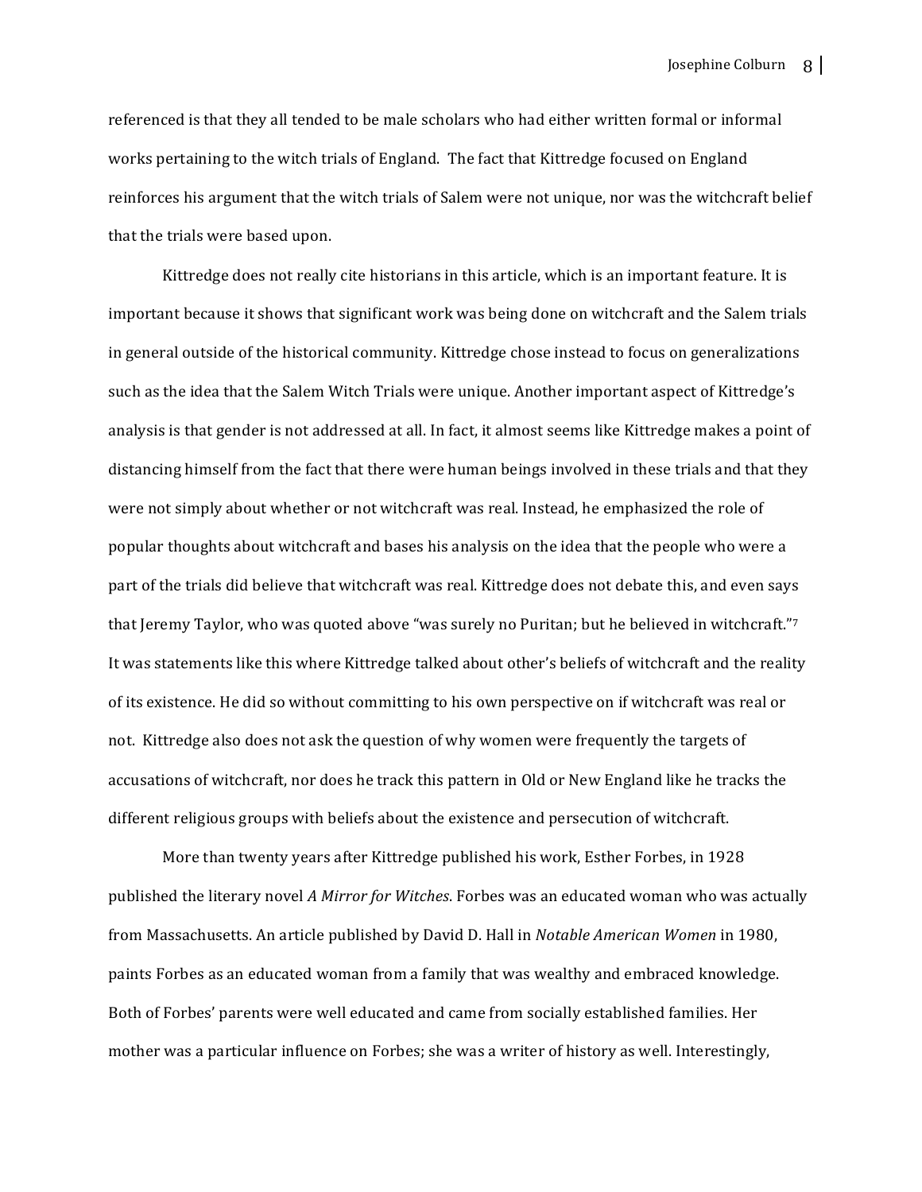referenced is that they all tended to be male scholars who had either written formal or informal works pertaining to the witch trials of England. The fact that Kittredge focused on England reinforces his argument that the witch trials of Salem were not unique, nor was the witchcraft belief that the trials were based upon.

Kittredge does not really cite historians in this article, which is an important feature. It is important because it shows that significant work was being done on witchcraft and the Salem trials in general outside of the historical community. Kittredge chose instead to focus on generalizations such as the idea that the Salem Witch Trials were unique. Another important aspect of Kittredge's analysis is that gender is not addressed at all. In fact, it almost seems like Kittredge makes a point of distancing himself from the fact that there were human beings involved in these trials and that they were not simply about whether or not witchcraft was real. Instead, he emphasized the role of popular thoughts about witchcraft and bases his analysis on the idea that the people who were a part of the trials did believe that witchcraft was real. Kittredge does not debate this, and even says that Jeremy Taylor, who was quoted above "was surely no Puritan; but he believed in witchcraft."[7] It was statements like this where Kittredge talked about other's beliefs of witchcraft and the reality of its existence. He did so without committing to his own perspective on if witchcraft was real or not. Kittredge also does not ask the question of why women were frequently the targets of accusations of witchcraft, nor does he track this pattern in Old or New England like he tracks the different religious groups with beliefs about the existence and persecution of witchcraft.

More than twenty years after Kittredge published his work, Esther Forbes, in 1928 published the literary novel *A Mirror for Witches*. Forbes was an educated woman who was actually from Massachusetts. An article published by David D. Hall in *Notable American Women* in 1980, paints Forbes as an educated woman from a family that was wealthy and embraced knowledge. Both of Forbes' parents were well educated and came from socially established families. Her mother was a particular influence on Forbes; she was a writer of history as well. Interestingly,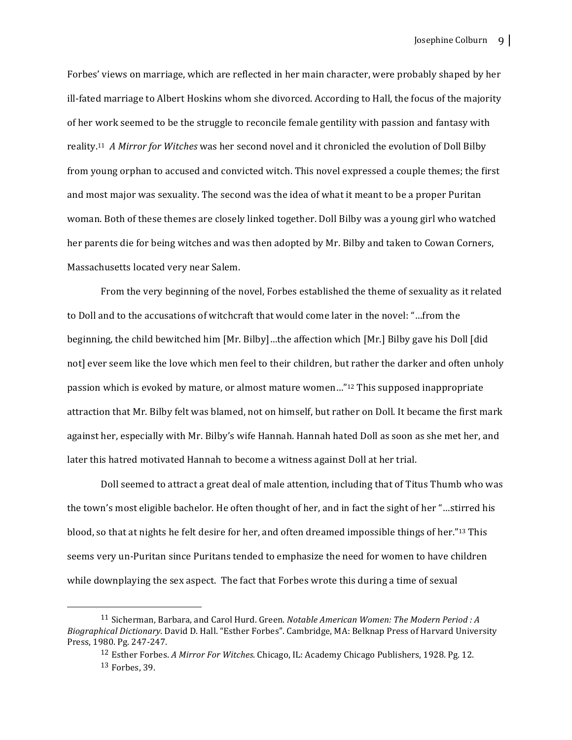Forbes' views on marriage, which are reflected in her main character, were probably shaped by her ill-fated marriage to Albert Hoskins whom she divorced. According to Hall, the focus of the majority of her work seemed to be the struggle to reconcile female gentility with passion and fantasy with reality.[11] *A Mirror for Witches* was her second novel and it chronicled the evolution of Doll Bilby from young orphan to accused and convicted witch. This novel expressed a couple themes; the first and most major was sexuality. The second was the idea of what it meant to be a proper Puritan woman. Both of these themes are closely linked together. Doll Bilby was a young girl who watched her parents die for being witches and was then adopted by Mr. Bilby and taken to Cowan Corners, Massachusetts located very near Salem.

From the very beginning of the novel, Forbes established the theme of sexuality as it related to Doll and to the accusations of witchcraft that would come later in the novel: "…from the beginning, the child bewitched him [Mr. Bilby]…the affection which [Mr.] Bilby gave his Doll [did not] ever seem like the love which men feel to their children, but rather the darker and often unholy passion which is evoked by mature, or almost mature women…"[12] This supposed inappropriate attraction that Mr. Bilby felt was blamed, not on himself, but rather on Doll. It became the first mark against her, especially with Mr. Bilby's wife Hannah. Hannah hated Doll as soon as she met her, and later this hatred motivated Hannah to become a witness against Doll at her trial.

Doll seemed to attract a great deal of male attention, including that of Titus Thumb who was the town's most eligible bachelor. He often thought of her, and in fact the sight of her "…stirred his blood, so that at nights he felt desire for her, and often dreamed impossible things of her."[13] This seems very un-Puritan since Puritans tended to emphasize the need for women to have children while downplaying the sex aspect. The fact that Forbes wrote this during a time of sexual

---

[11] Sicherman, Barbara, and Carol Hurd. Green. *Notable American Women: The Modern Period : A Biographical Dictionary*. David D. Hall. "Esther Forbes". Cambridge, MA: Belknap Press of Harvard University Press, 1980. Pg. 247-247.

[12] Esther Forbes. *A Mirror For Witches*. Chicago, IL: Academy Chicago Publishers, 1928. Pg. 12.

[13] Forbes, 39.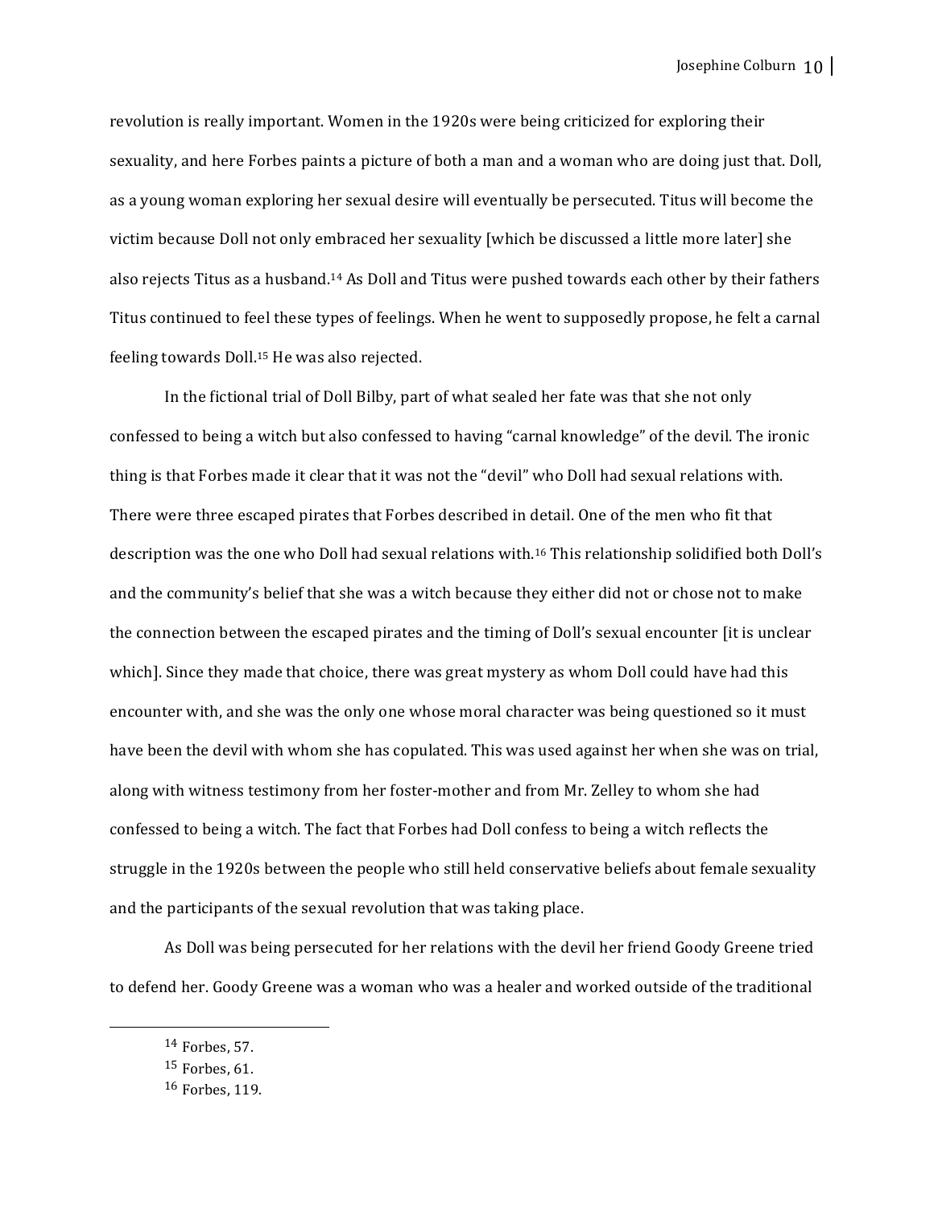revolution is really important. Women in the 1920s were being criticized for exploring their sexuality, and here Forbes paints a picture of both a man and a woman who are doing just that. Doll, as a young woman exploring her sexual desire will eventually be persecuted. Titus will become the victim because Doll not only embraced her sexuality [which be discussed a little more later] she also rejects Titus as a husband.[14] As Doll and Titus were pushed towards each other by their fathers Titus continued to feel these types of feelings. When he went to supposedly propose, he felt a carnal feeling towards Doll.[15] He was also rejected.

In the fictional trial of Doll Bilby, part of what sealed her fate was that she not only confessed to being a witch but also confessed to having "carnal knowledge" of the devil. The ironic thing is that Forbes made it clear that it was not the "devil" who Doll had sexual relations with. There were three escaped pirates that Forbes described in detail. One of the men who fit that description was the one who Doll had sexual relations with.[16] This relationship solidified both Doll's and the community's belief that she was a witch because they either did not or chose not to make the connection between the escaped pirates and the timing of Doll's sexual encounter [it is unclear which]. Since they made that choice, there was great mystery as whom Doll could have had this encounter with, and she was the only one whose moral character was being questioned so it must have been the devil with whom she has copulated. This was used against her when she was on trial, along with witness testimony from her foster-mother and from Mr. Zelley to whom she had confessed to being a witch. The fact that Forbes had Doll confess to being a witch reflects the struggle in the 1920s between the people who still held conservative beliefs about female sexuality and the participants of the sexual revolution that was taking place.

As Doll was being persecuted for her relations with the devil her friend Goody Greene tried to defend her. Goody Greene was a woman who was a healer and worked outside of the traditional

---

[14] Forbes, 57.

[15] Forbes, 61.

[16] Forbes, 119.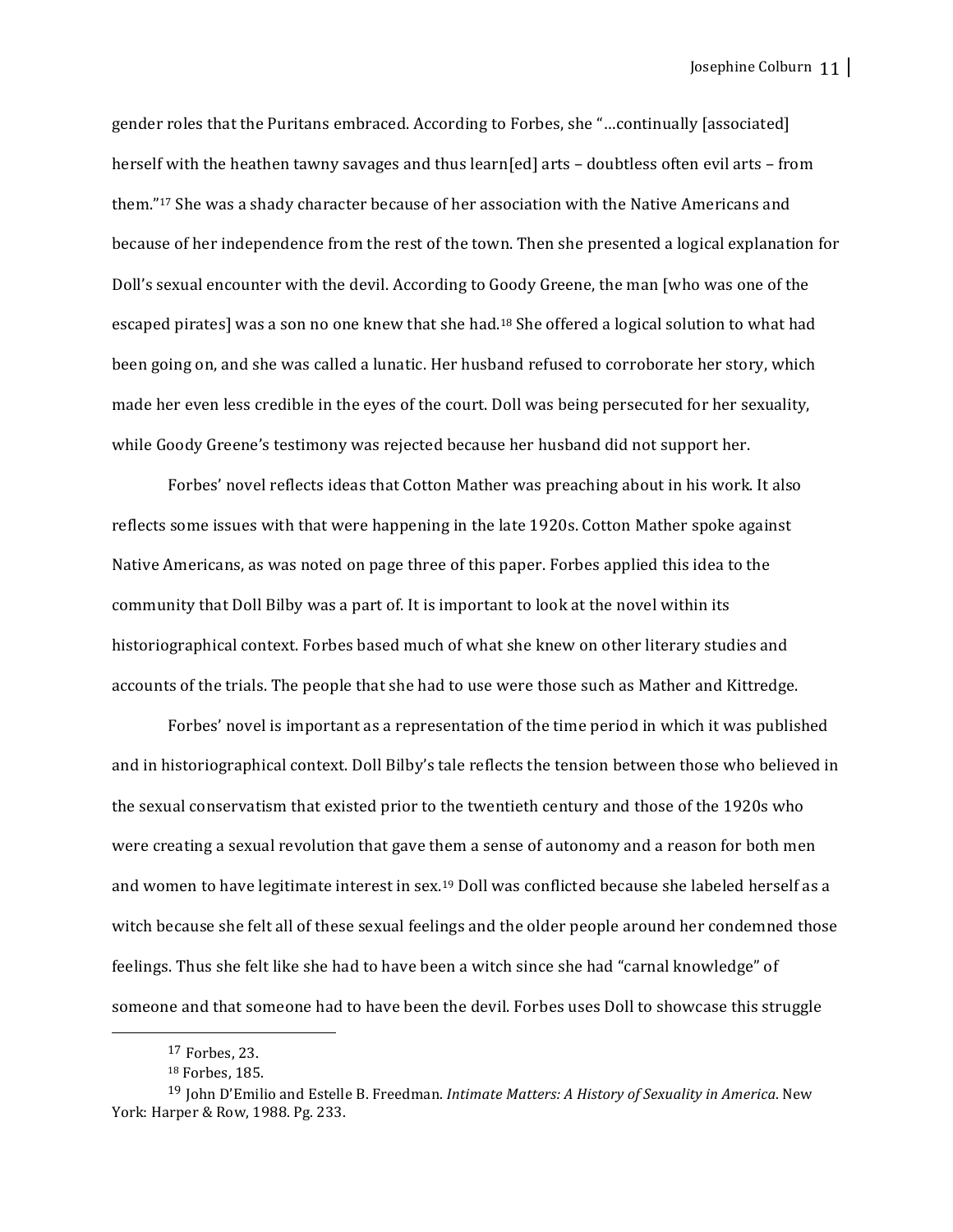gender roles that the Puritans embraced. According to Forbes, she "…continually [associated] herself with the heathen tawny savages and thus learn[ed] arts – doubtless often evil arts – from them."[17] She was a shady character because of her association with the Native Americans and because of her independence from the rest of the town. Then she presented a logical explanation for Doll's sexual encounter with the devil. According to Goody Greene, the man [who was one of the escaped pirates] was a son no one knew that she had.[18] She offered a logical solution to what had been going on, and she was called a lunatic. Her husband refused to corroborate her story, which made her even less credible in the eyes of the court. Doll was being persecuted for her sexuality, while Goody Greene's testimony was rejected because her husband did not support her.

Forbes' novel reflects ideas that Cotton Mather was preaching about in his work. It also reflects some issues with that were happening in the late 1920s. Cotton Mather spoke against Native Americans, as was noted on page three of this paper. Forbes applied this idea to the community that Doll Bilby was a part of. It is important to look at the novel within its historiographical context. Forbes based much of what she knew on other literary studies and accounts of the trials. The people that she had to use were those such as Mather and Kittredge.

Forbes' novel is important as a representation of the time period in which it was published and in historiographical context. Doll Bilby's tale reflects the tension between those who believed in the sexual conservatism that existed prior to the twentieth century and those of the 1920s who were creating a sexual revolution that gave them a sense of autonomy and a reason for both men and women to have legitimate interest in sex.[19] Doll was conflicted because she labeled herself as a witch because she felt all of these sexual feelings and the older people around her condemned those feelings. Thus she felt like she had to have been a witch since she had "carnal knowledge" of someone and that someone had to have been the devil. Forbes uses Doll to showcase this struggle

---

[17] Forbes, 23.

[18] Forbes, 185.

[19] John D'Emilio and Estelle B. Freedman. *Intimate Matters: A History of Sexuality in America*. New York: Harper & Row, 1988. Pg. 233.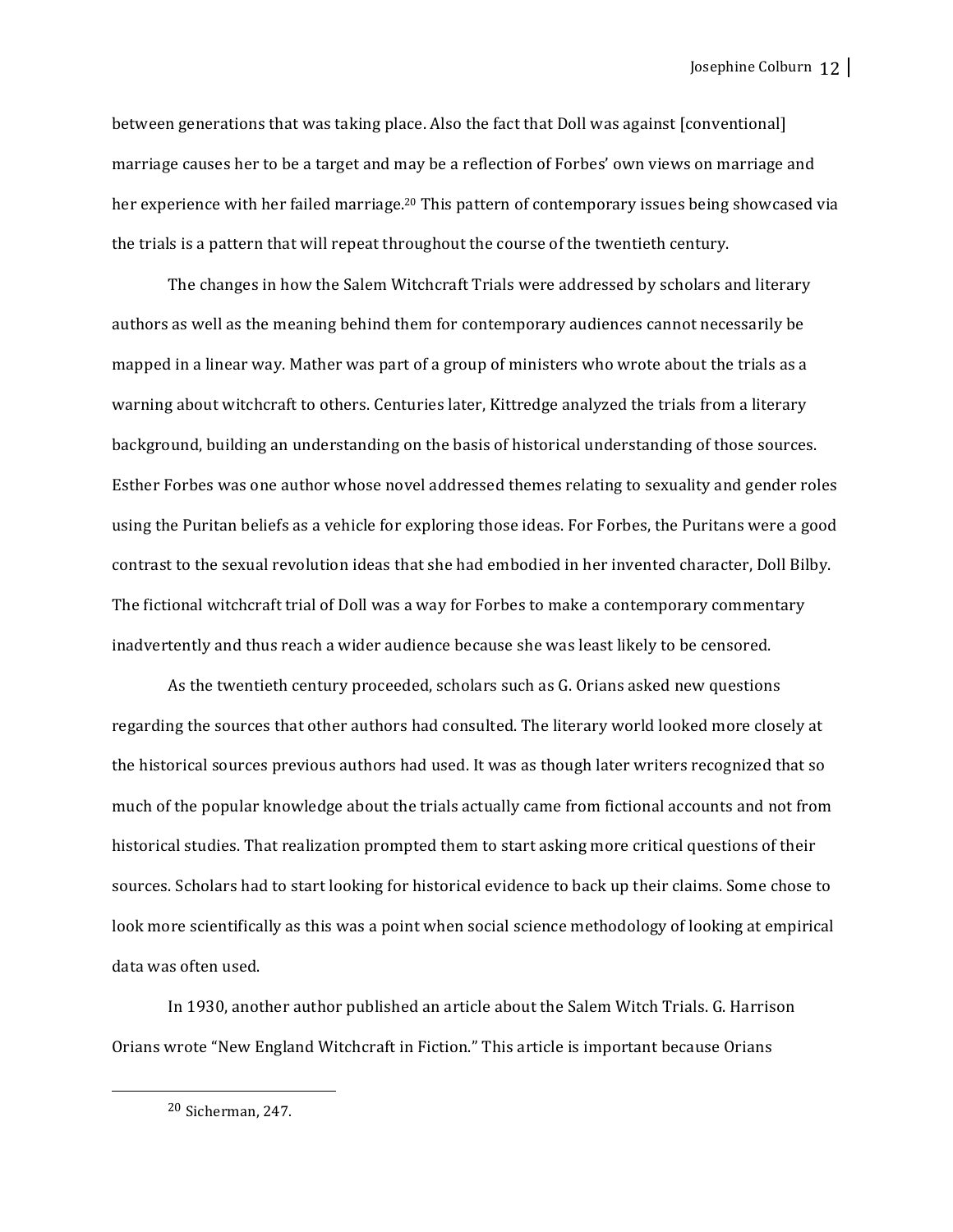between generations that was taking place. Also the fact that Doll was against [conventional] marriage causes her to be a target and may be a reflection of Forbes' own views on marriage and her experience with her failed marriage.[20] This pattern of contemporary issues being showcased via the trials is a pattern that will repeat throughout the course of the twentieth century.

The changes in how the Salem Witchcraft Trials were addressed by scholars and literary authors as well as the meaning behind them for contemporary audiences cannot necessarily be mapped in a linear way. Mather was part of a group of ministers who wrote about the trials as a warning about witchcraft to others. Centuries later, Kittredge analyzed the trials from a literary background, building an understanding on the basis of historical understanding of those sources. Esther Forbes was one author whose novel addressed themes relating to sexuality and gender roles using the Puritan beliefs as a vehicle for exploring those ideas. For Forbes, the Puritans were a good contrast to the sexual revolution ideas that she had embodied in her invented character, Doll Bilby. The fictional witchcraft trial of Doll was a way for Forbes to make a contemporary commentary inadvertently and thus reach a wider audience because she was least likely to be censored.

As the twentieth century proceeded, scholars such as G. Orians asked new questions regarding the sources that other authors had consulted. The literary world looked more closely at the historical sources previous authors had used. It was as though later writers recognized that so much of the popular knowledge about the trials actually came from fictional accounts and not from historical studies. That realization prompted them to start asking more critical questions of their sources. Scholars had to start looking for historical evidence to back up their claims. Some chose to look more scientifically as this was a point when social science methodology of looking at empirical data was often used.

In 1930, another author published an article about the Salem Witch Trials. G. Harrison Orians wrote "New England Witchcraft in Fiction." This article is important because Orians

---

[20] Sicherman, 247.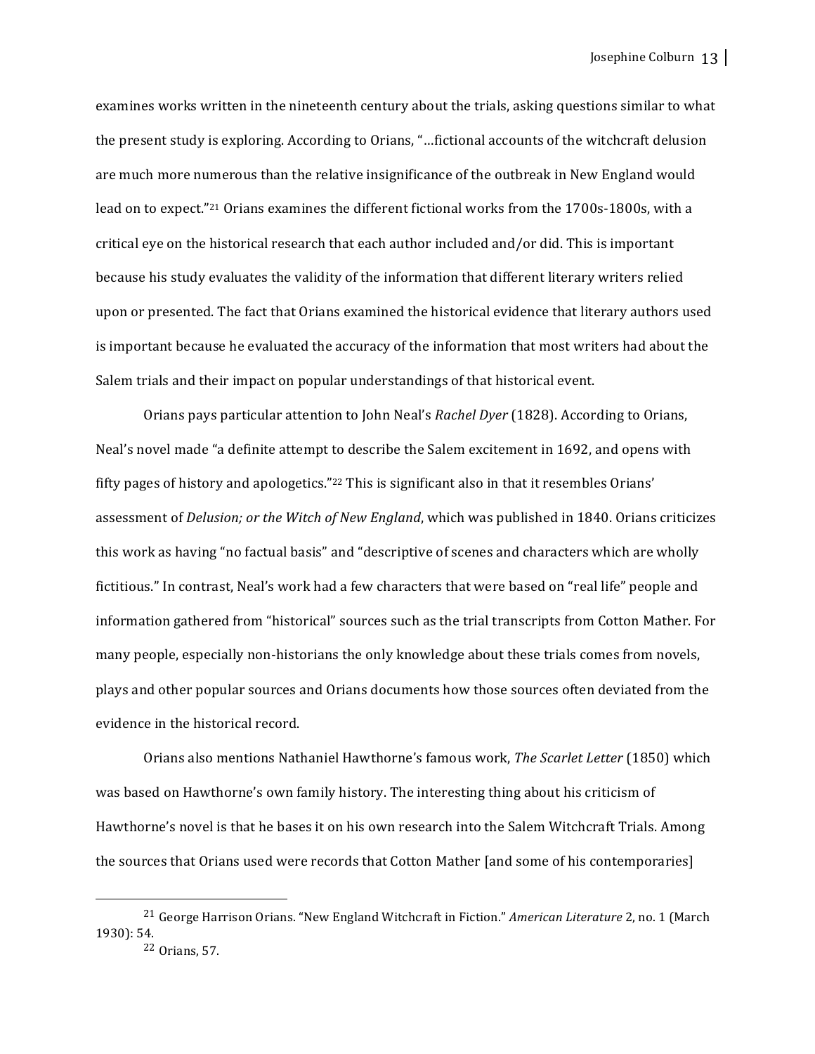examines works written in the nineteenth century about the trials, asking questions similar to what the present study is exploring. According to Orians, "…fictional accounts of the witchcraft delusion are much more numerous than the relative insignificance of the outbreak in New England would lead on to expect."[21] Orians examines the different fictional works from the 1700s-1800s, with a critical eye on the historical research that each author included and/or did. This is important because his study evaluates the validity of the information that different literary writers relied upon or presented. The fact that Orians examined the historical evidence that literary authors used is important because he evaluated the accuracy of the information that most writers had about the Salem trials and their impact on popular understandings of that historical event.

Orians pays particular attention to John Neal's *Rachel Dyer* (1828). According to Orians, Neal's novel made "a definite attempt to describe the Salem excitement in 1692, and opens with fifty pages of history and apologetics."[22] This is significant also in that it resembles Orians' assessment of *Delusion; or the Witch of New England*, which was published in 1840. Orians criticizes this work as having "no factual basis" and "descriptive of scenes and characters which are wholly fictitious." In contrast, Neal's work had a few characters that were based on "real life" people and information gathered from "historical" sources such as the trial transcripts from Cotton Mather. For many people, especially non-historians the only knowledge about these trials comes from novels, plays and other popular sources and Orians documents how those sources often deviated from the evidence in the historical record.

Orians also mentions Nathaniel Hawthorne's famous work, *The Scarlet Letter* (1850) which was based on Hawthorne's own family history. The interesting thing about his criticism of Hawthorne's novel is that he bases it on his own research into the Salem Witchcraft Trials. Among the sources that Orians used were records that Cotton Mather [and some of his contemporaries]

---

[21] George Harrison Orians. "New England Witchcraft in Fiction." *American Literature* 2, no. 1 (March 1930): 54.

[22] Orians, 57.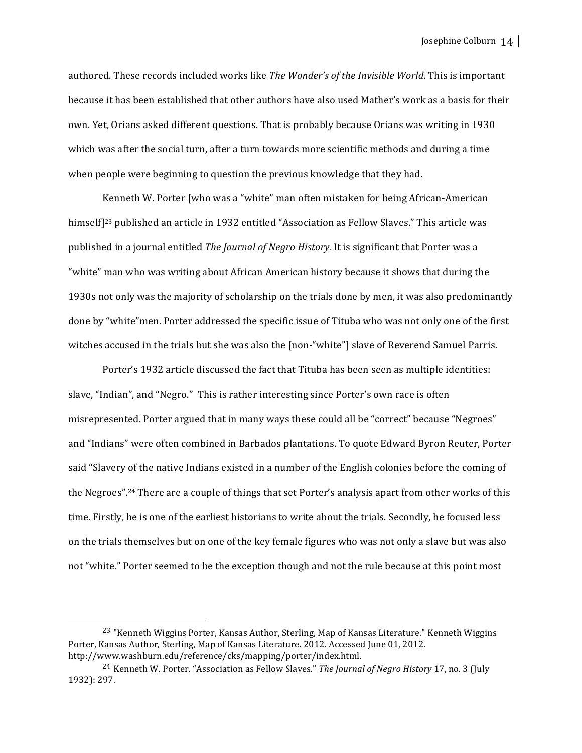authored. These records included works like *The Wonder's of the Invisible World*. This is important because it has been established that other authors have also used Mather's work as a basis for their own. Yet, Orians asked different questions. That is probably because Orians was writing in 1930 which was after the social turn, after a turn towards more scientific methods and during a time when people were beginning to question the previous knowledge that they had.

Kenneth W. Porter [who was a "white" man often mistaken for being African-American himself][23] published an article in 1932 entitled "Association as Fellow Slaves." This article was published in a journal entitled *The Journal of Negro History.* It is significant that Porter was a "white" man who was writing about African American history because it shows that during the 1930s not only was the majority of scholarship on the trials done by men, it was also predominantly done by "white"men. Porter addressed the specific issue of Tituba who was not only one of the first witches accused in the trials but she was also the [non-"white"] slave of Reverend Samuel Parris.

Porter's 1932 article discussed the fact that Tituba has been seen as multiple identities: slave, "Indian", and "Negro." This is rather interesting since Porter's own race is often misrepresented. Porter argued that in many ways these could all be "correct" because "Negroes" and "Indians" were often combined in Barbados plantations. To quote Edward Byron Reuter, Porter said "Slavery of the native Indians existed in a number of the English colonies before the coming of the Negroes".[24] There are a couple of things that set Porter's analysis apart from other works of this time. Firstly, he is one of the earliest historians to write about the trials. Secondly, he focused less on the trials themselves but on one of the key female figures who was not only a slave but was also not "white." Porter seemed to be the exception though and not the rule because at this point most

---

[23] "Kenneth Wiggins Porter, Kansas Author, Sterling, Map of Kansas Literature." Kenneth Wiggins Porter, Kansas Author, Sterling, Map of Kansas Literature. 2012. Accessed June 01, 2012. http://www.washburn.edu/reference/cks/mapping/porter/index.html.

[24] Kenneth W. Porter. "Association as Fellow Slaves." *The Journal of Negro History* 17, no. 3 (July 1932): 297.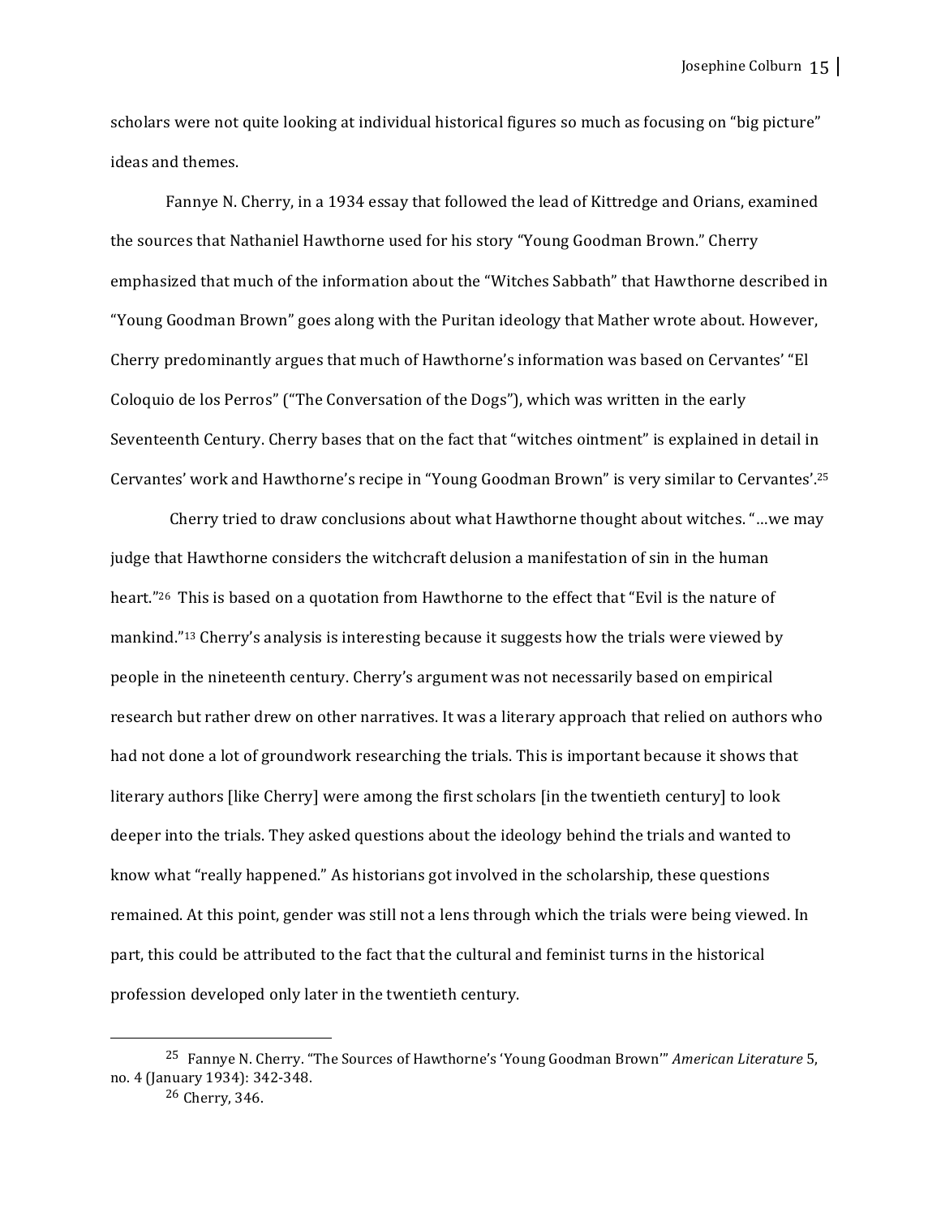scholars were not quite looking at individual historical figures so much as focusing on "big picture" ideas and themes.

Fannye N. Cherry, in a 1934 essay that followed the lead of Kittredge and Orians, examined the sources that Nathaniel Hawthorne used for his story "Young Goodman Brown." Cherry emphasized that much of the information about the "Witches Sabbath" that Hawthorne described in "Young Goodman Brown" goes along with the Puritan ideology that Mather wrote about. However, Cherry predominantly argues that much of Hawthorne's information was based on Cervantes' "El Coloquio de los Perros" ("The Conversation of the Dogs"), which was written in the early Seventeenth Century. Cherry bases that on the fact that "witches ointment" is explained in detail in Cervantes' work and Hawthorne's recipe in "Young Goodman Brown" is very similar to Cervantes'.[25]

Cherry tried to draw conclusions about what Hawthorne thought about witches. "…we may judge that Hawthorne considers the witchcraft delusion a manifestation of sin in the human heart."[26] This is based on a quotation from Hawthorne to the effect that "Evil is the nature of mankind."[13] Cherry's analysis is interesting because it suggests how the trials were viewed by people in the nineteenth century. Cherry's argument was not necessarily based on empirical research but rather drew on other narratives. It was a literary approach that relied on authors who had not done a lot of groundwork researching the trials. This is important because it shows that literary authors [like Cherry] were among the first scholars [in the twentieth century] to look deeper into the trials. They asked questions about the ideology behind the trials and wanted to know what "really happened." As historians got involved in the scholarship, these questions remained. At this point, gender was still not a lens through which the trials were being viewed. In part, this could be attributed to the fact that the cultural and feminist turns in the historical profession developed only later in the twentieth century.

---

[25] Fannye N. Cherry. "The Sources of Hawthorne's 'Young Goodman Brown'" *American Literature* 5, no. 4 (January 1934): 342-348.

[26] Cherry, 346.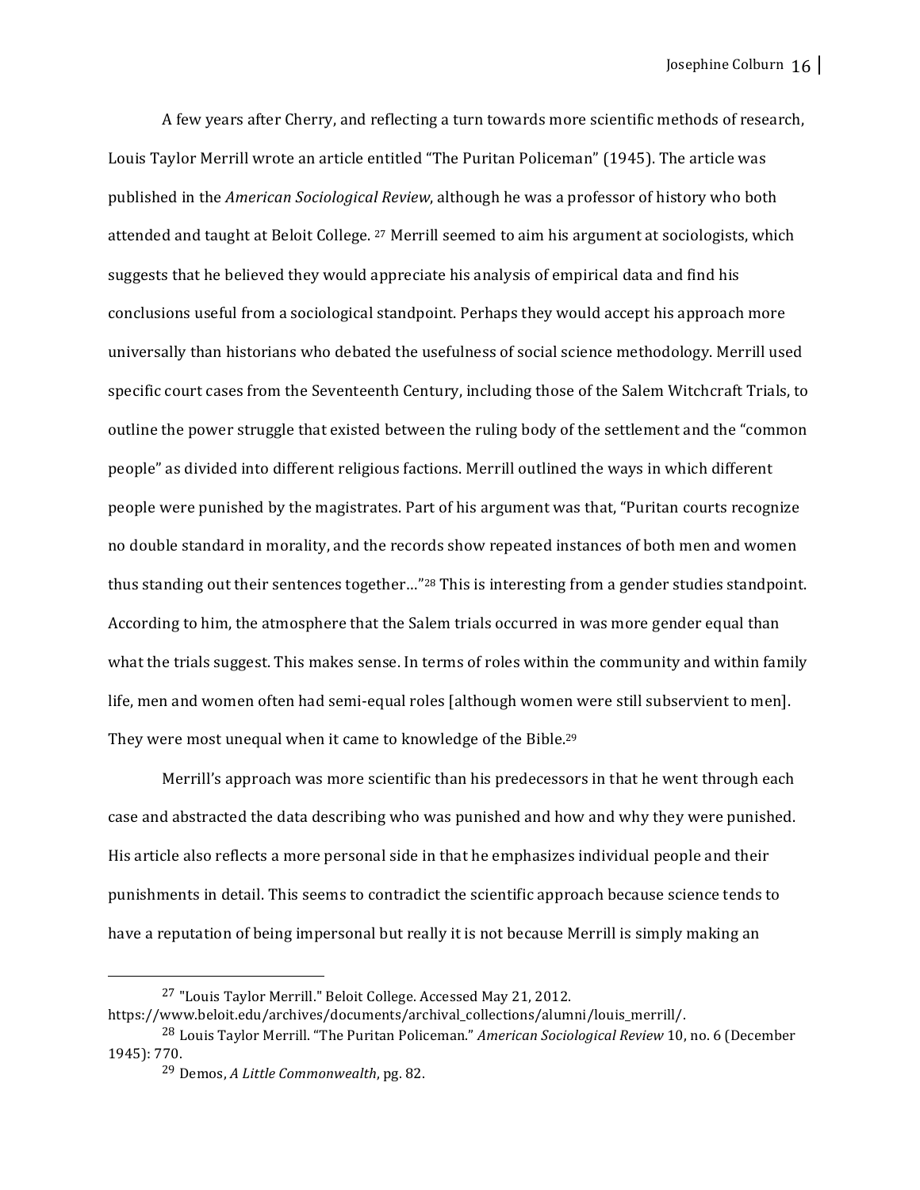A few years after Cherry, and reflecting a turn towards more scientific methods of research, Louis Taylor Merrill wrote an article entitled "The Puritan Policeman" (1945). The article was published in the *American Sociological Review*, although he was a professor of history who both attended and taught at Beloit College. [27] Merrill seemed to aim his argument at sociologists, which suggests that he believed they would appreciate his analysis of empirical data and find his conclusions useful from a sociological standpoint. Perhaps they would accept his approach more universally than historians who debated the usefulness of social science methodology. Merrill used specific court cases from the Seventeenth Century, including those of the Salem Witchcraft Trials, to outline the power struggle that existed between the ruling body of the settlement and the "common people" as divided into different religious factions. Merrill outlined the ways in which different people were punished by the magistrates. Part of his argument was that, "Puritan courts recognize no double standard in morality, and the records show repeated instances of both men and women thus standing out their sentences together…"[28] This is interesting from a gender studies standpoint. According to him, the atmosphere that the Salem trials occurred in was more gender equal than what the trials suggest. This makes sense. In terms of roles within the community and within family life, men and women often had semi-equal roles [although women were still subservient to men]. They were most unequal when it came to knowledge of the Bible.[29]

Merrill's approach was more scientific than his predecessors in that he went through each case and abstracted the data describing who was punished and how and why they were punished. His article also reflects a more personal side in that he emphasizes individual people and their punishments in detail. This seems to contradict the scientific approach because science tends to have a reputation of being impersonal but really it is not because Merrill is simply making an

---

[27] "Louis Taylor Merrill." Beloit College. Accessed May 21, 2012. https://www.beloit.edu/archives/documents/archival_collections/alumni/louis_merrill/.

[28] Louis Taylor Merrill. "The Puritan Policeman." *American Sociological Review* 10, no. 6 (December 1945): 770.

[29] Demos, *A Little Commonwealth*, pg. 82.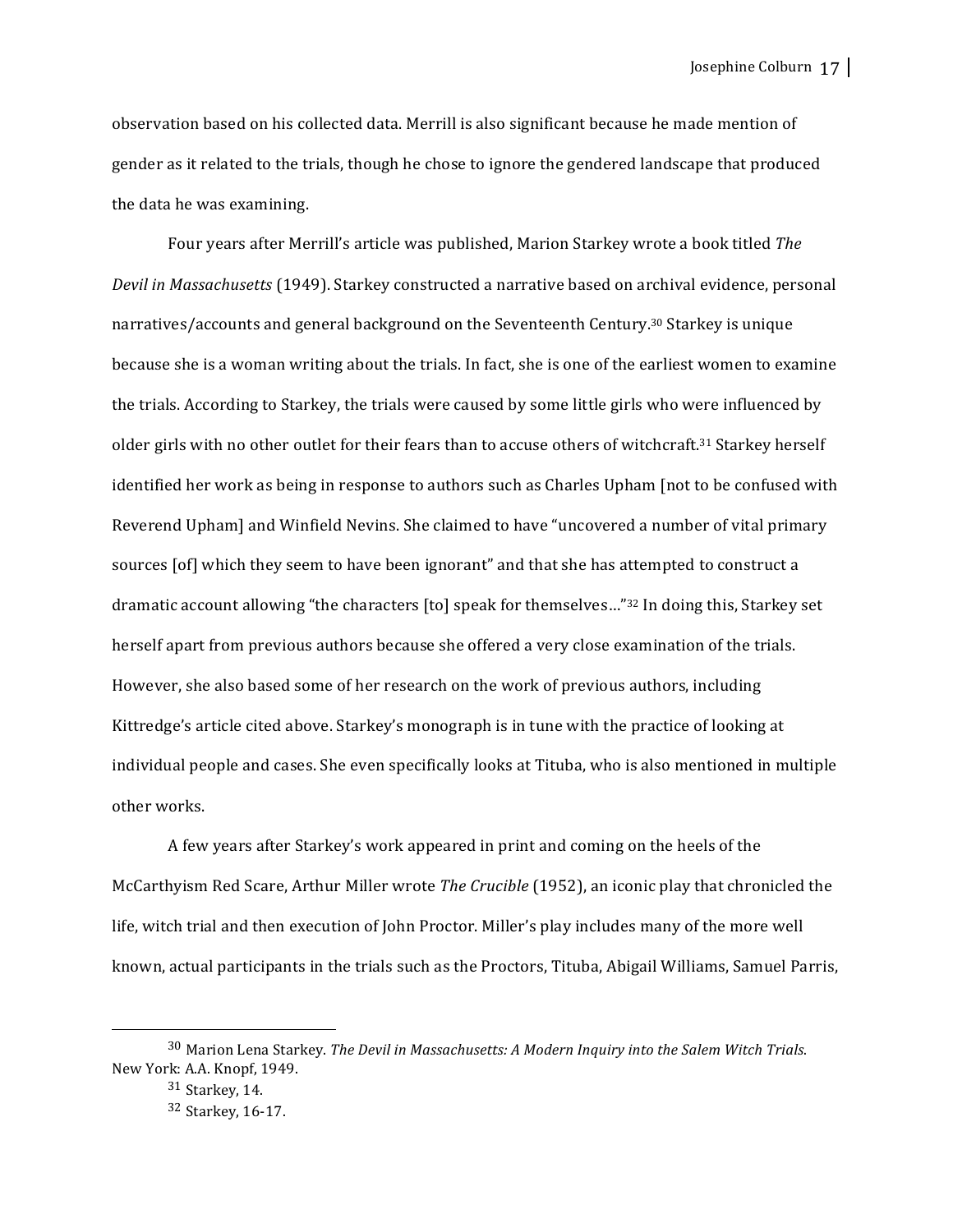observation based on his collected data. Merrill is also significant because he made mention of gender as it related to the trials, though he chose to ignore the gendered landscape that produced the data he was examining.

Four years after Merrill's article was published, Marion Starkey wrote a book titled *The Devil in Massachusetts* (1949). Starkey constructed a narrative based on archival evidence, personal narratives/accounts and general background on the Seventeenth Century.[30] Starkey is unique because she is a woman writing about the trials. In fact, she is one of the earliest women to examine the trials. According to Starkey, the trials were caused by some little girls who were influenced by older girls with no other outlet for their fears than to accuse others of witchcraft.[31] Starkey herself identified her work as being in response to authors such as Charles Upham [not to be confused with Reverend Upham] and Winfield Nevins. She claimed to have "uncovered a number of vital primary sources [of] which they seem to have been ignorant" and that she has attempted to construct a dramatic account allowing "the characters [to] speak for themselves…"[32] In doing this, Starkey set herself apart from previous authors because she offered a very close examination of the trials. However, she also based some of her research on the work of previous authors, including Kittredge's article cited above. Starkey's monograph is in tune with the practice of looking at individual people and cases. She even specifically looks at Tituba, who is also mentioned in multiple other works.

A few years after Starkey's work appeared in print and coming on the heels of the McCarthyism Red Scare, Arthur Miller wrote *The Crucible* (1952), an iconic play that chronicled the life, witch trial and then execution of John Proctor. Miller's play includes many of the more well known, actual participants in the trials such as the Proctors, Tituba, Abigail Williams, Samuel Parris,

---

[30] Marion Lena Starkey. *The Devil in Massachusetts: A Modern Inquiry into the Salem Witch Trials*. New York: A.A. Knopf, 1949.

[31] Starkey, 14.

[32] Starkey, 16-17.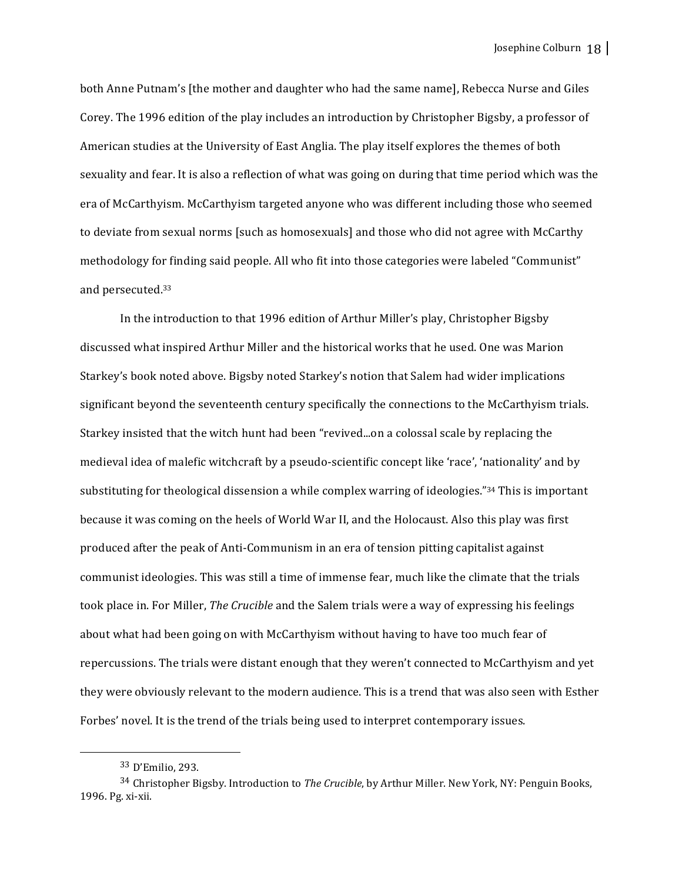both Anne Putnam's [the mother and daughter who had the same name], Rebecca Nurse and Giles Corey. The 1996 edition of the play includes an introduction by Christopher Bigsby, a professor of American studies at the University of East Anglia. The play itself explores the themes of both sexuality and fear. It is also a reflection of what was going on during that time period which was the era of McCarthyism. McCarthyism targeted anyone who was different including those who seemed to deviate from sexual norms [such as homosexuals] and those who did not agree with McCarthy methodology for finding said people. All who fit into those categories were labeled "Communist" and persecuted.[33]

In the introduction to that 1996 edition of Arthur Miller's play, Christopher Bigsby discussed what inspired Arthur Miller and the historical works that he used. One was Marion Starkey's book noted above. Bigsby noted Starkey's notion that Salem had wider implications significant beyond the seventeenth century specifically the connections to the McCarthyism trials. Starkey insisted that the witch hunt had been "revived...on a colossal scale by replacing the medieval idea of malefic witchcraft by a pseudo-scientific concept like 'race', 'nationality' and by substituting for theological dissension a while complex warring of ideologies."[34] This is important because it was coming on the heels of World War II, and the Holocaust. Also this play was first produced after the peak of Anti-Communism in an era of tension pitting capitalist against communist ideologies. This was still a time of immense fear, much like the climate that the trials took place in. For Miller, *The Crucible* and the Salem trials were a way of expressing his feelings about what had been going on with McCarthyism without having to have too much fear of repercussions. The trials were distant enough that they weren't connected to McCarthyism and yet they were obviously relevant to the modern audience. This is a trend that was also seen with Esther Forbes' novel. It is the trend of the trials being used to interpret contemporary issues.

---

[33] D'Emilio, 293.

[34] Christopher Bigsby. Introduction to *The Crucible*, by Arthur Miller. New York, NY: Penguin Books, 1996. Pg. xi-xii.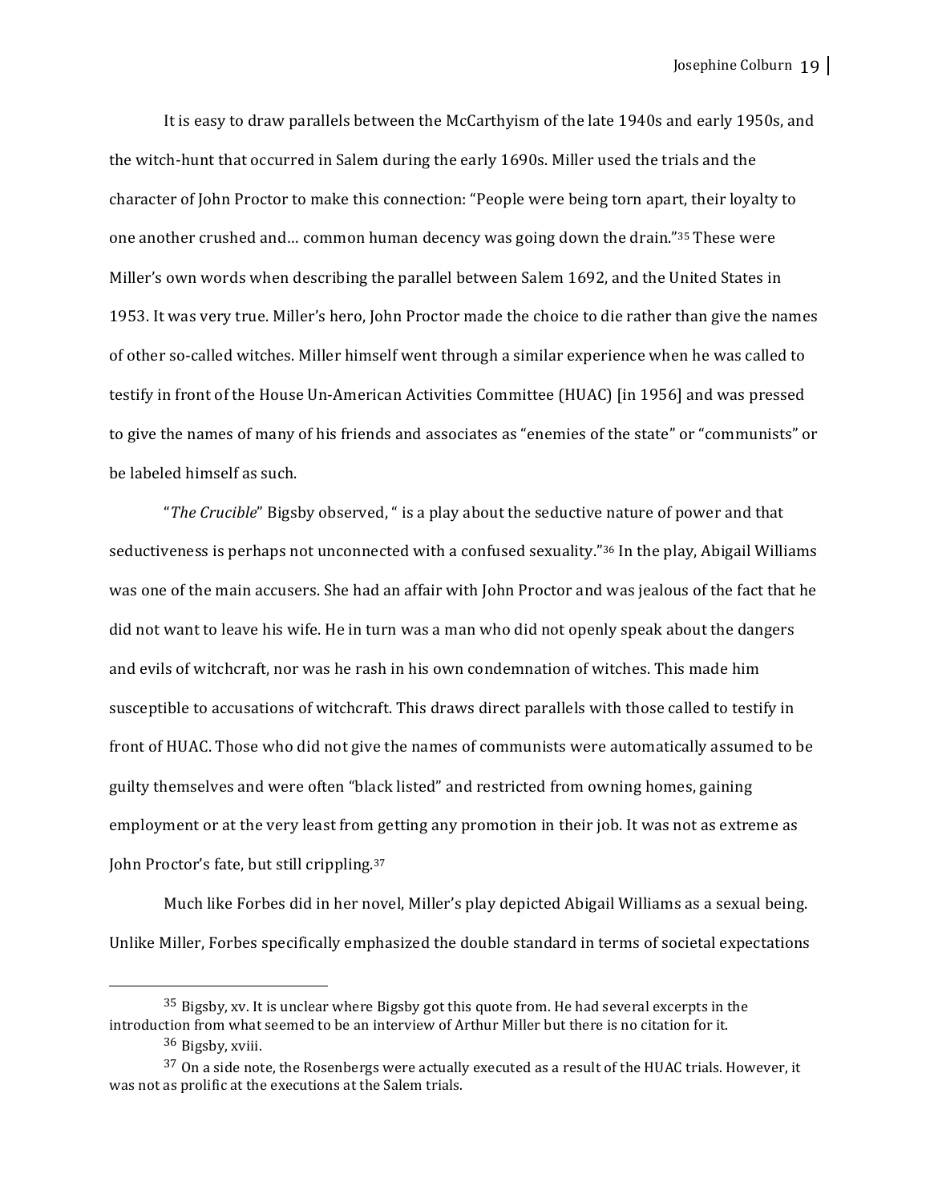It is easy to draw parallels between the McCarthyism of the late 1940s and early 1950s, and the witch-hunt that occurred in Salem during the early 1690s. Miller used the trials and the character of John Proctor to make this connection: "People were being torn apart, their loyalty to one another crushed and… common human decency was going down the drain."[35] These were Miller's own words when describing the parallel between Salem 1692, and the United States in 1953. It was very true. Miller's hero, John Proctor made the choice to die rather than give the names of other so-called witches. Miller himself went through a similar experience when he was called to testify in front of the House Un-American Activities Committee (HUAC) [in 1956] and was pressed to give the names of many of his friends and associates as "enemies of the state" or "communists" or be labeled himself as such.

"*The Crucible*" Bigsby observed, " is a play about the seductive nature of power and that seductiveness is perhaps not unconnected with a confused sexuality."[36] In the play, Abigail Williams was one of the main accusers. She had an affair with John Proctor and was jealous of the fact that he did not want to leave his wife. He in turn was a man who did not openly speak about the dangers and evils of witchcraft, nor was he rash in his own condemnation of witches. This made him susceptible to accusations of witchcraft. This draws direct parallels with those called to testify in front of HUAC. Those who did not give the names of communists were automatically assumed to be guilty themselves and were often "black listed" and restricted from owning homes, gaining employment or at the very least from getting any promotion in their job. It was not as extreme as John Proctor's fate, but still crippling.[37]

Much like Forbes did in her novel, Miller's play depicted Abigail Williams as a sexual being. Unlike Miller, Forbes specifically emphasized the double standard in terms of societal expectations

---

[35] Bigsby, xv. It is unclear where Bigsby got this quote from. He had several excerpts in the introduction from what seemed to be an interview of Arthur Miller but there is no citation for it.

[36] Bigsby, xviii.

[37] On a side note, the Rosenbergs were actually executed as a result of the HUAC trials. However, it was not as prolific at the executions at the Salem trials.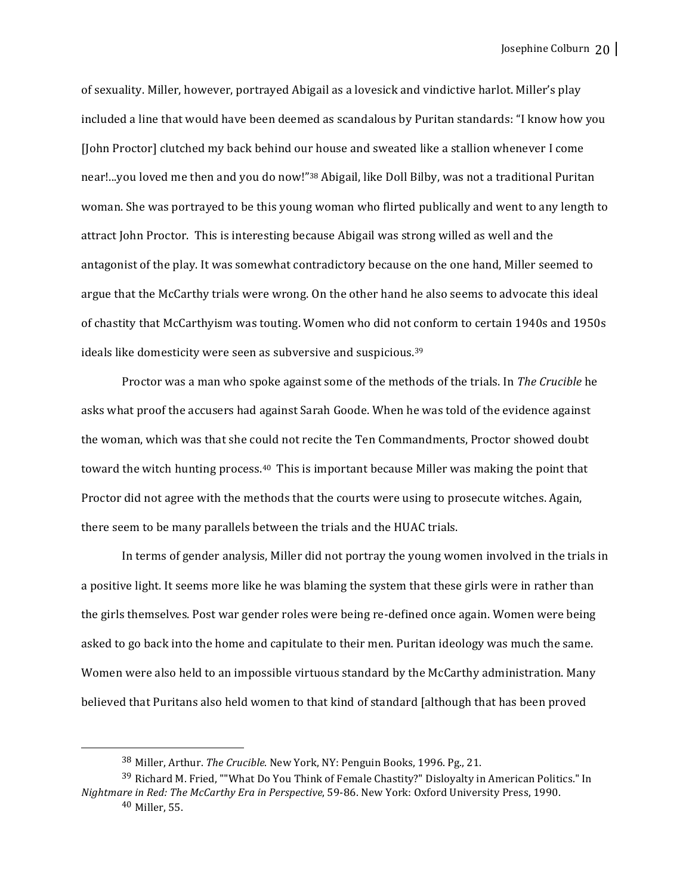of sexuality. Miller, however, portrayed Abigail as a lovesick and vindictive harlot. Miller's play included a line that would have been deemed as scandalous by Puritan standards: "I know how you [John Proctor] clutched my back behind our house and sweated like a stallion whenever I come near!...you loved me then and you do now!"[38] Abigail, like Doll Bilby, was not a traditional Puritan woman. She was portrayed to be this young woman who flirted publically and went to any length to attract John Proctor. This is interesting because Abigail was strong willed as well and the antagonist of the play. It was somewhat contradictory because on the one hand, Miller seemed to argue that the McCarthy trials were wrong. On the other hand he also seems to advocate this ideal of chastity that McCarthyism was touting. Women who did not conform to certain 1940s and 1950s ideals like domesticity were seen as subversive and suspicious.[39]

Proctor was a man who spoke against some of the methods of the trials. In *The Crucible* he asks what proof the accusers had against Sarah Goode. When he was told of the evidence against the woman, which was that she could not recite the Ten Commandments, Proctor showed doubt toward the witch hunting process.[40] This is important because Miller was making the point that Proctor did not agree with the methods that the courts were using to prosecute witches. Again, there seem to be many parallels between the trials and the HUAC trials.

In terms of gender analysis, Miller did not portray the young women involved in the trials in a positive light. It seems more like he was blaming the system that these girls were in rather than the girls themselves. Post war gender roles were being re-defined once again. Women were being asked to go back into the home and capitulate to their men. Puritan ideology was much the same. Women were also held to an impossible virtuous standard by the McCarthy administration. Many believed that Puritans also held women to that kind of standard [although that has been proved

---

[38] Miller, Arthur. *The Crucible.* New York, NY: Penguin Books, 1996. Pg., 21.

[39] Richard M. Fried, ""What Do You Think of Female Chastity?" Disloyalty in American Politics." In *Nightmare in Red: The McCarthy Era in Perspective*, 59-86. New York: Oxford University Press, 1990.

[40] Miller, 55.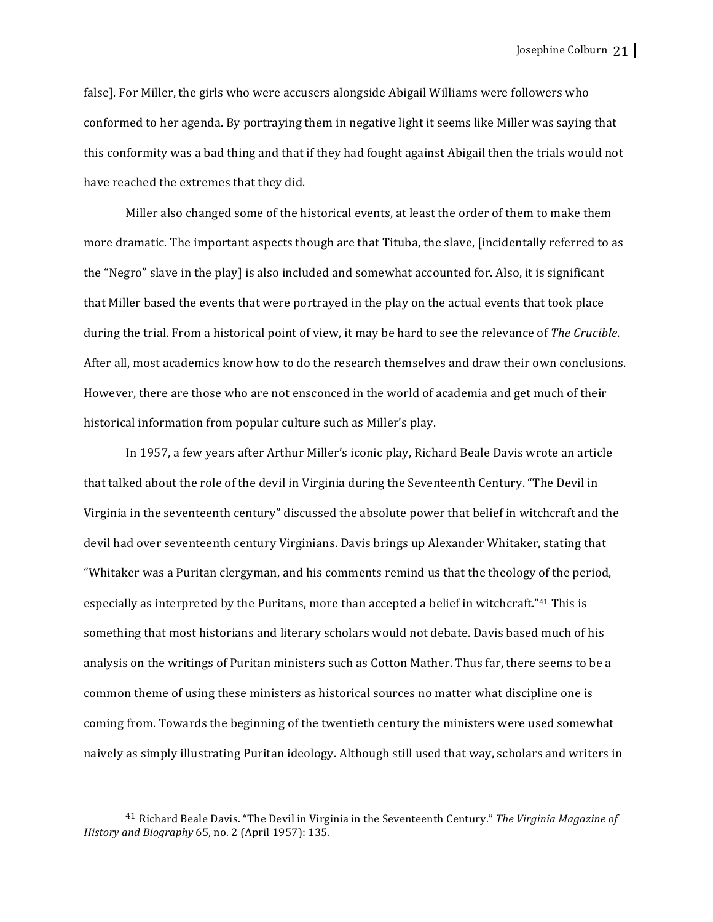false]. For Miller, the girls who were accusers alongside Abigail Williams were followers who conformed to her agenda. By portraying them in negative light it seems like Miller was saying that this conformity was a bad thing and that if they had fought against Abigail then the trials would not have reached the extremes that they did.

Miller also changed some of the historical events, at least the order of them to make them more dramatic. The important aspects though are that Tituba, the slave, [incidentally referred to as the "Negro" slave in the play] is also included and somewhat accounted for. Also, it is significant that Miller based the events that were portrayed in the play on the actual events that took place during the trial. From a historical point of view, it may be hard to see the relevance of *The Crucible*. After all, most academics know how to do the research themselves and draw their own conclusions. However, there are those who are not ensconced in the world of academia and get much of their historical information from popular culture such as Miller's play.

In 1957, a few years after Arthur Miller's iconic play, Richard Beale Davis wrote an article that talked about the role of the devil in Virginia during the Seventeenth Century. "The Devil in Virginia in the seventeenth century" discussed the absolute power that belief in witchcraft and the devil had over seventeenth century Virginians. Davis brings up Alexander Whitaker, stating that "Whitaker was a Puritan clergyman, and his comments remind us that the theology of the period, especially as interpreted by the Puritans, more than accepted a belief in witchcraft."[41] This is something that most historians and literary scholars would not debate. Davis based much of his analysis on the writings of Puritan ministers such as Cotton Mather. Thus far, there seems to be a common theme of using these ministers as historical sources no matter what discipline one is coming from. Towards the beginning of the twentieth century the ministers were used somewhat naively as simply illustrating Puritan ideology. Although still used that way, scholars and writers in

---

[41] Richard Beale Davis. "The Devil in Virginia in the Seventeenth Century." *The Virginia Magazine of History and Biography* 65, no. 2 (April 1957): 135.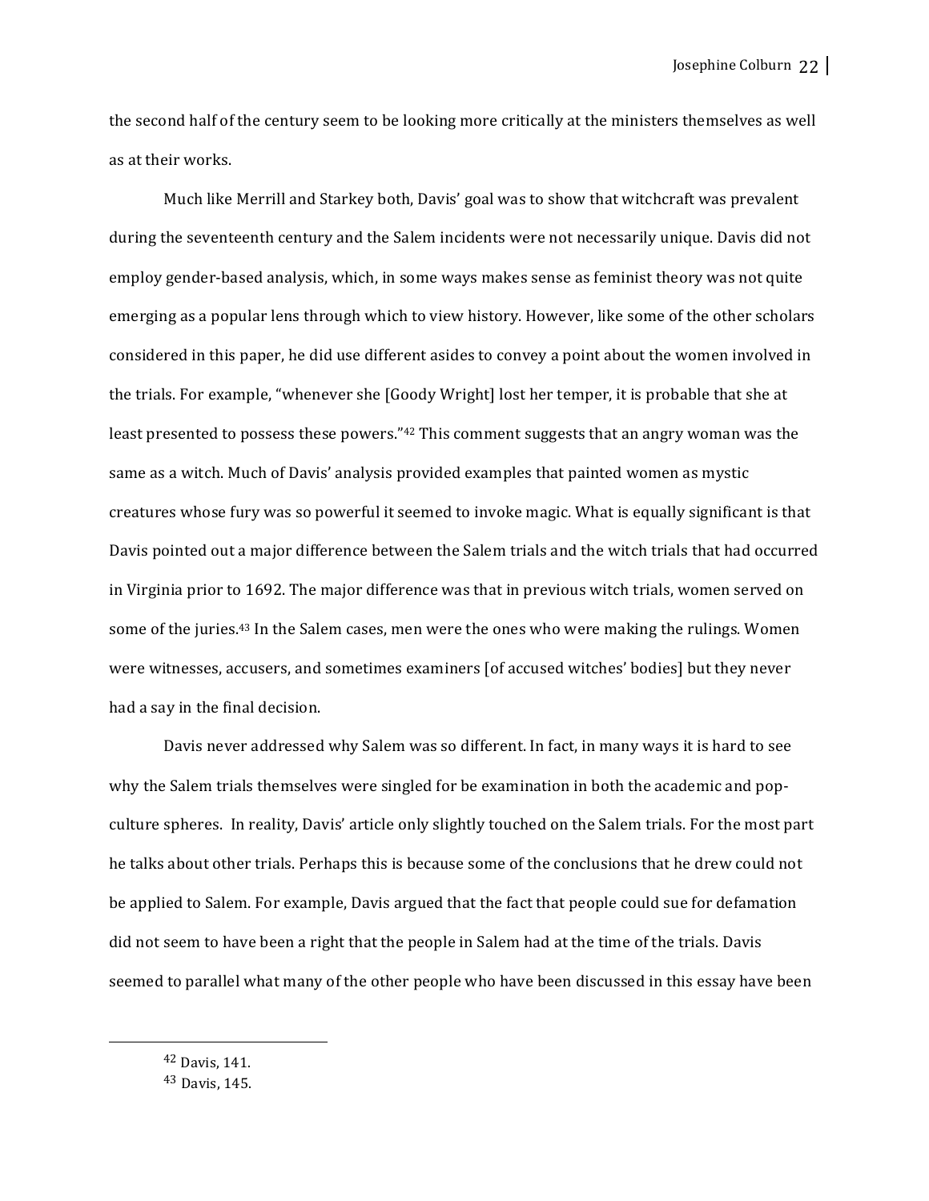the second half of the century seem to be looking more critically at the ministers themselves as well as at their works.

Much like Merrill and Starkey both, Davis' goal was to show that witchcraft was prevalent during the seventeenth century and the Salem incidents were not necessarily unique. Davis did not employ gender-based analysis, which, in some ways makes sense as feminist theory was not quite emerging as a popular lens through which to view history. However, like some of the other scholars considered in this paper, he did use different asides to convey a point about the women involved in the trials. For example, "whenever she [Goody Wright] lost her temper, it is probable that she at least presented to possess these powers."[42] This comment suggests that an angry woman was the same as a witch. Much of Davis' analysis provided examples that painted women as mystic creatures whose fury was so powerful it seemed to invoke magic. What is equally significant is that Davis pointed out a major difference between the Salem trials and the witch trials that had occurred in Virginia prior to 1692. The major difference was that in previous witch trials, women served on some of the juries.[43] In the Salem cases, men were the ones who were making the rulings. Women were witnesses, accusers, and sometimes examiners [of accused witches' bodies] but they never had a say in the final decision.

Davis never addressed why Salem was so different. In fact, in many ways it is hard to see why the Salem trials themselves were singled for be examination in both the academic and pop-culture spheres. In reality, Davis' article only slightly touched on the Salem trials. For the most part he talks about other trials. Perhaps this is because some of the conclusions that he drew could not be applied to Salem. For example, Davis argued that the fact that people could sue for defamation did not seem to have been a right that the people in Salem had at the time of the trials. Davis seemed to parallel what many of the other people who have been discussed in this essay have been

---

[42] Davis, 141.

[43] Davis, 145.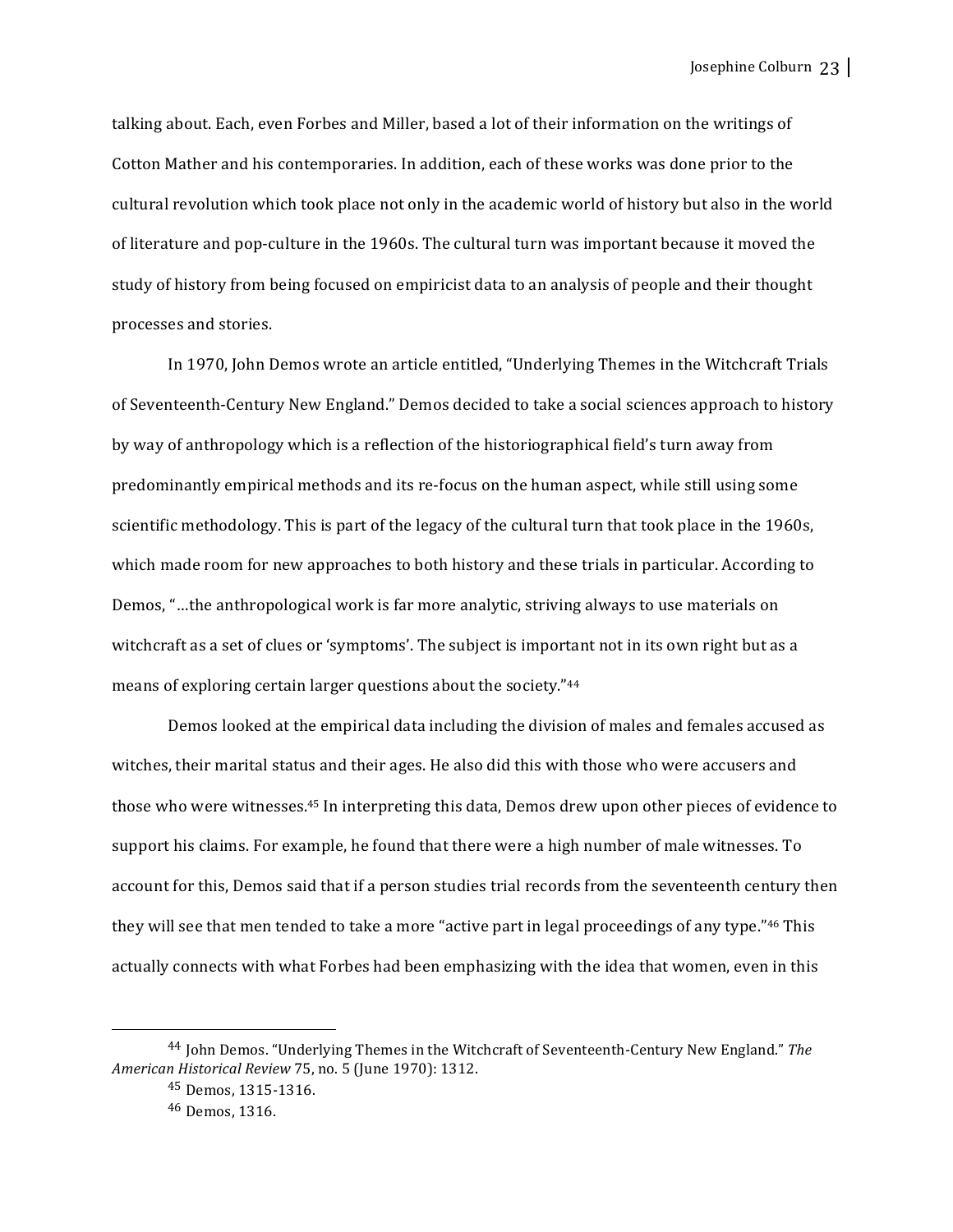talking about. Each, even Forbes and Miller, based a lot of their information on the writings of Cotton Mather and his contemporaries. In addition, each of these works was done prior to the cultural revolution which took place not only in the academic world of history but also in the world of literature and pop-culture in the 1960s. The cultural turn was important because it moved the study of history from being focused on empiricist data to an analysis of people and their thought processes and stories.

In 1970, John Demos wrote an article entitled, "Underlying Themes in the Witchcraft Trials of Seventeenth-Century New England." Demos decided to take a social sciences approach to history by way of anthropology which is a reflection of the historiographical field's turn away from predominantly empirical methods and its re-focus on the human aspect, while still using some scientific methodology. This is part of the legacy of the cultural turn that took place in the 1960s, which made room for new approaches to both history and these trials in particular. According to Demos, "…the anthropological work is far more analytic, striving always to use materials on witchcraft as a set of clues or 'symptoms'. The subject is important not in its own right but as a means of exploring certain larger questions about the society."[44]

Demos looked at the empirical data including the division of males and females accused as witches, their marital status and their ages. He also did this with those who were accusers and those who were witnesses.[45] In interpreting this data, Demos drew upon other pieces of evidence to support his claims. For example, he found that there were a high number of male witnesses. To account for this, Demos said that if a person studies trial records from the seventeenth century then they will see that men tended to take a more "active part in legal proceedings of any type."[46] This actually connects with what Forbes had been emphasizing with the idea that women, even in this

---

[44] John Demos. "Underlying Themes in the Witchcraft of Seventeenth-Century New England." *The American Historical Review* 75, no. 5 (June 1970): 1312.

[45] Demos, 1315-1316.

[46] Demos, 1316.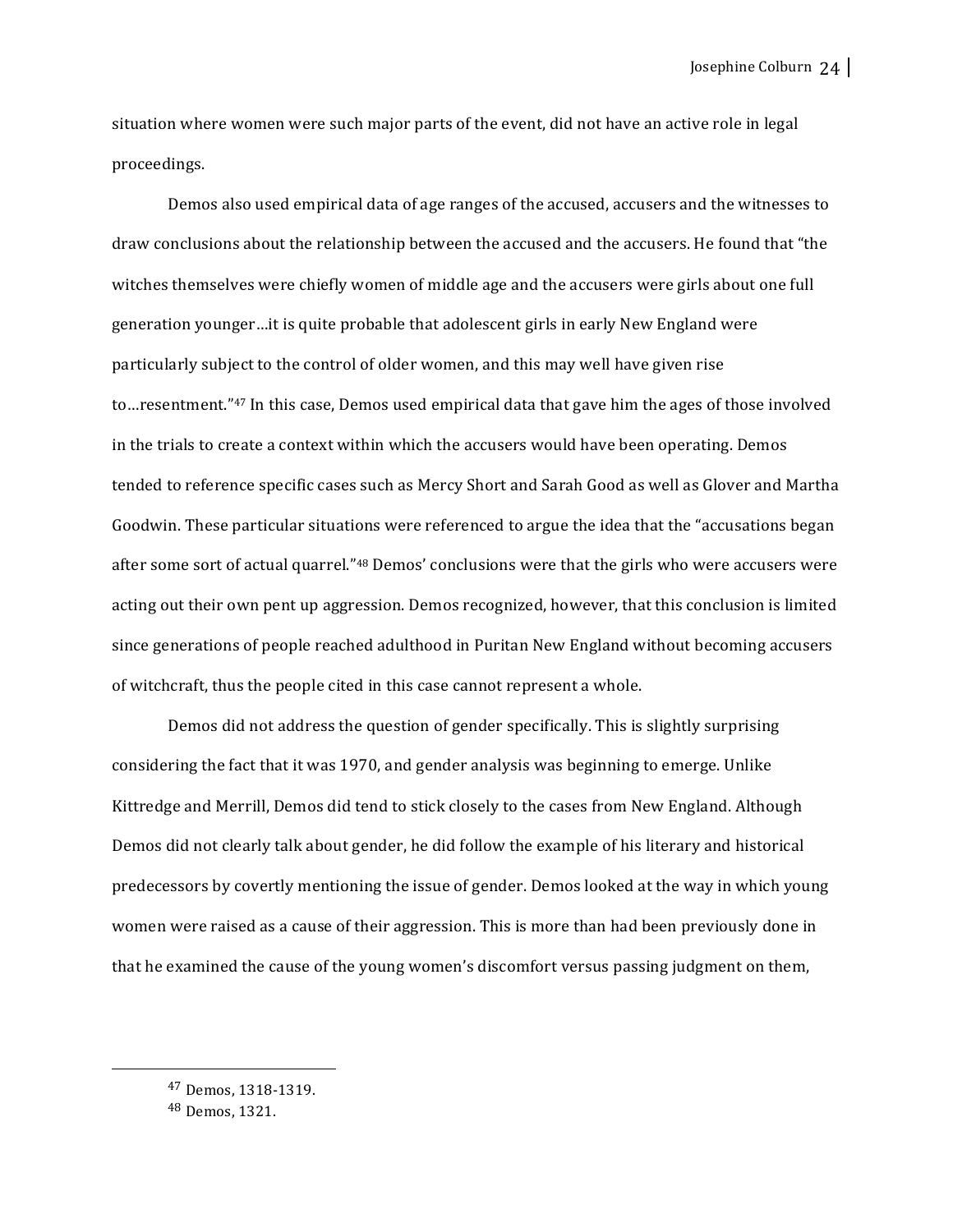situation where women were such major parts of the event, did not have an active role in legal proceedings.

Demos also used empirical data of age ranges of the accused, accusers and the witnesses to draw conclusions about the relationship between the accused and the accusers. He found that "the witches themselves were chiefly women of middle age and the accusers were girls about one full generation younger…it is quite probable that adolescent girls in early New England were particularly subject to the control of older women, and this may well have given rise to…resentment."[47] In this case, Demos used empirical data that gave him the ages of those involved in the trials to create a context within which the accusers would have been operating. Demos tended to reference specific cases such as Mercy Short and Sarah Good as well as Glover and Martha Goodwin. These particular situations were referenced to argue the idea that the "accusations began after some sort of actual quarrel."[48] Demos' conclusions were that the girls who were accusers were acting out their own pent up aggression. Demos recognized, however, that this conclusion is limited since generations of people reached adulthood in Puritan New England without becoming accusers of witchcraft, thus the people cited in this case cannot represent a whole.

Demos did not address the question of gender specifically. This is slightly surprising considering the fact that it was 1970, and gender analysis was beginning to emerge. Unlike Kittredge and Merrill, Demos did tend to stick closely to the cases from New England. Although Demos did not clearly talk about gender, he did follow the example of his literary and historical predecessors by covertly mentioning the issue of gender. Demos looked at the way in which young women were raised as a cause of their aggression. This is more than had been previously done in that he examined the cause of the young women's discomfort versus passing judgment on them,

---

[47] Demos, 1318-1319.

[48] Demos, 1321.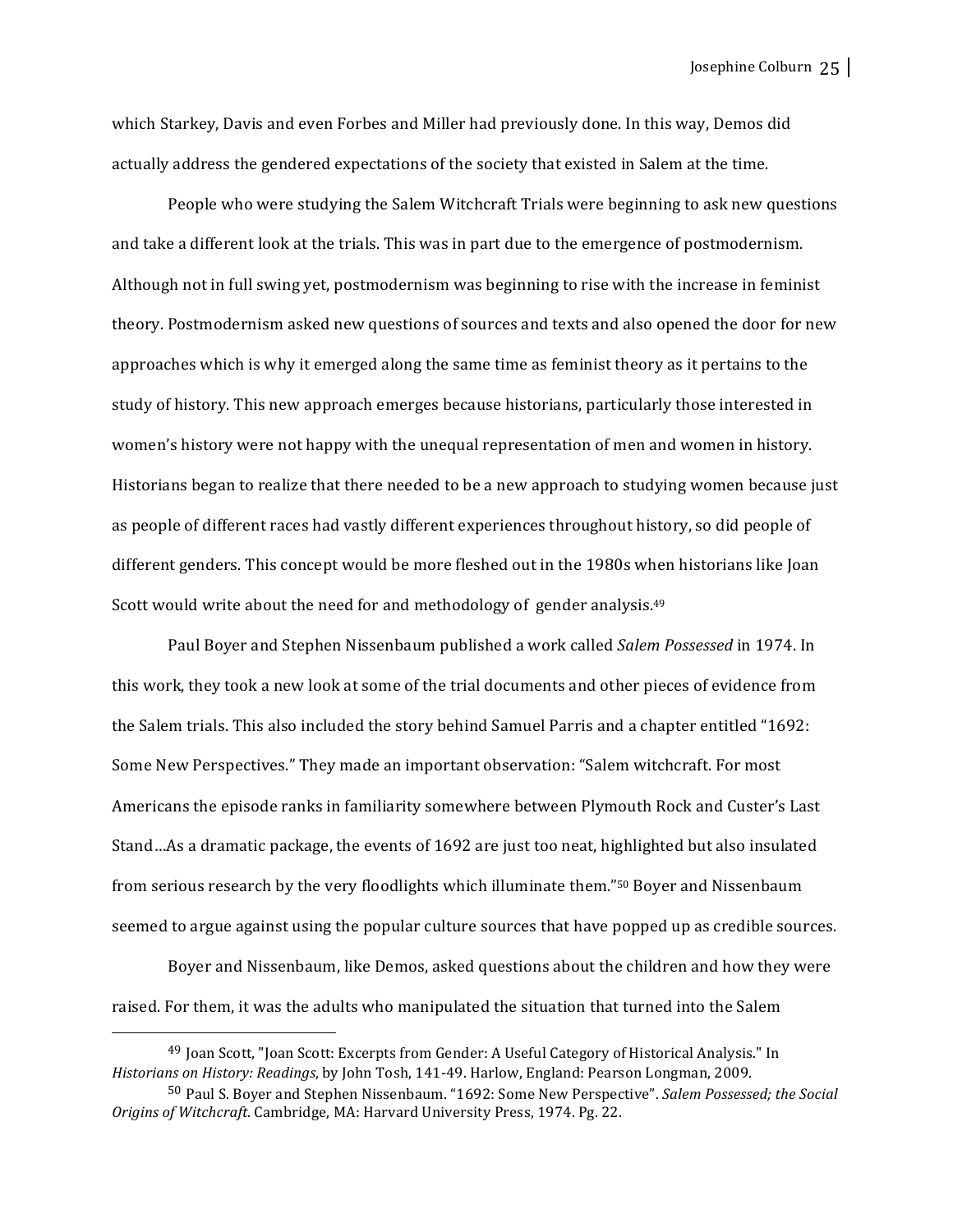which Starkey, Davis and even Forbes and Miller had previously done. In this way, Demos did actually address the gendered expectations of the society that existed in Salem at the time.

People who were studying the Salem Witchcraft Trials were beginning to ask new questions and take a different look at the trials. This was in part due to the emergence of postmodernism. Although not in full swing yet, postmodernism was beginning to rise with the increase in feminist theory. Postmodernism asked new questions of sources and texts and also opened the door for new approaches which is why it emerged along the same time as feminist theory as it pertains to the study of history. This new approach emerges because historians, particularly those interested in women's history were not happy with the unequal representation of men and women in history. Historians began to realize that there needed to be a new approach to studying women because just as people of different races had vastly different experiences throughout history, so did people of different genders. This concept would be more fleshed out in the 1980s when historians like Joan Scott would write about the need for and methodology of gender analysis.[49]

Paul Boyer and Stephen Nissenbaum published a work called *Salem Possessed* in 1974. In this work, they took a new look at some of the trial documents and other pieces of evidence from the Salem trials. This also included the story behind Samuel Parris and a chapter entitled "1692: Some New Perspectives." They made an important observation: "Salem witchcraft. For most Americans the episode ranks in familiarity somewhere between Plymouth Rock and Custer's Last Stand…As a dramatic package, the events of 1692 are just too neat, highlighted but also insulated from serious research by the very floodlights which illuminate them."[50] Boyer and Nissenbaum seemed to argue against using the popular culture sources that have popped up as credible sources.

Boyer and Nissenbaum, like Demos, asked questions about the children and how they were raised. For them, it was the adults who manipulated the situation that turned into the Salem

---

[49] Joan Scott, "Joan Scott: Excerpts from Gender: A Useful Category of Historical Analysis." In *Historians on History: Readings*, by John Tosh, 141-49. Harlow, England: Pearson Longman, 2009.

[50] Paul S. Boyer and Stephen Nissenbaum. "1692: Some New Perspective". *Salem Possessed; the Social Origins of Witchcraft*. Cambridge, MA: Harvard University Press, 1974. Pg. 22.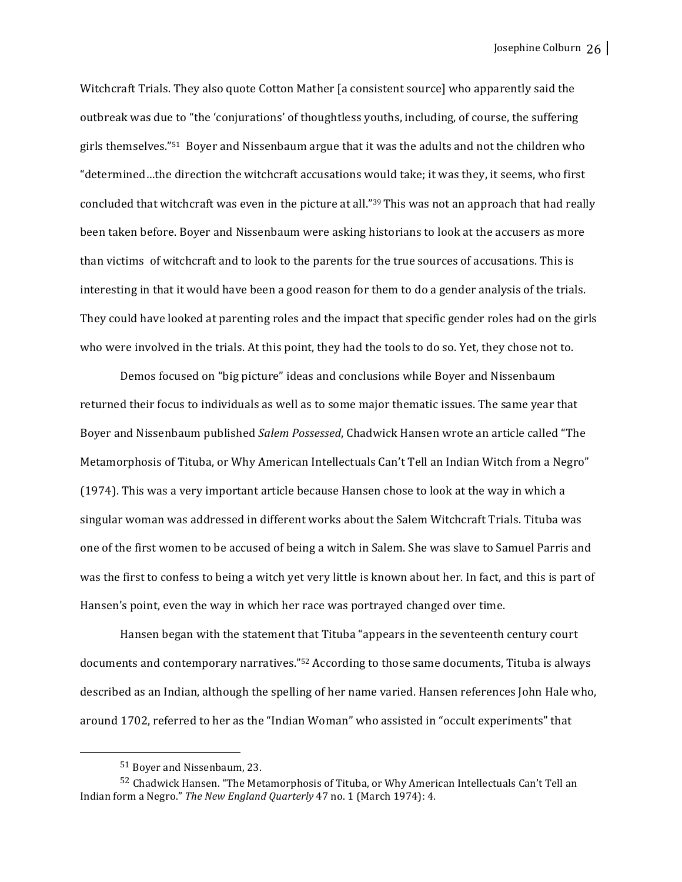Witchcraft Trials. They also quote Cotton Mather [a consistent source] who apparently said the outbreak was due to "the 'conjurations' of thoughtless youths, including, of course, the suffering girls themselves."[51] Boyer and Nissenbaum argue that it was the adults and not the children who "determined…the direction the witchcraft accusations would take; it was they, it seems, who first concluded that witchcraft was even in the picture at all."[39] This was not an approach that had really been taken before. Boyer and Nissenbaum were asking historians to look at the accusers as more than victims of witchcraft and to look to the parents for the true sources of accusations. This is interesting in that it would have been a good reason for them to do a gender analysis of the trials. They could have looked at parenting roles and the impact that specific gender roles had on the girls who were involved in the trials. At this point, they had the tools to do so. Yet, they chose not to.

Demos focused on "big picture" ideas and conclusions while Boyer and Nissenbaum returned their focus to individuals as well as to some major thematic issues. The same year that Boyer and Nissenbaum published *Salem Possessed*, Chadwick Hansen wrote an article called "The Metamorphosis of Tituba, or Why American Intellectuals Can't Tell an Indian Witch from a Negro" (1974). This was a very important article because Hansen chose to look at the way in which a singular woman was addressed in different works about the Salem Witchcraft Trials. Tituba was one of the first women to be accused of being a witch in Salem. She was slave to Samuel Parris and was the first to confess to being a witch yet very little is known about her. In fact, and this is part of Hansen's point, even the way in which her race was portrayed changed over time.

Hansen began with the statement that Tituba "appears in the seventeenth century court documents and contemporary narratives."[52] According to those same documents, Tituba is always described as an Indian, although the spelling of her name varied. Hansen references John Hale who, around 1702, referred to her as the "Indian Woman" who assisted in "occult experiments" that

---

[51] Boyer and Nissenbaum, 23.

[52] Chadwick Hansen. "The Metamorphosis of Tituba, or Why American Intellectuals Can't Tell an Indian form a Negro." *The New England Quarterly* 47 no. 1 (March 1974): 4.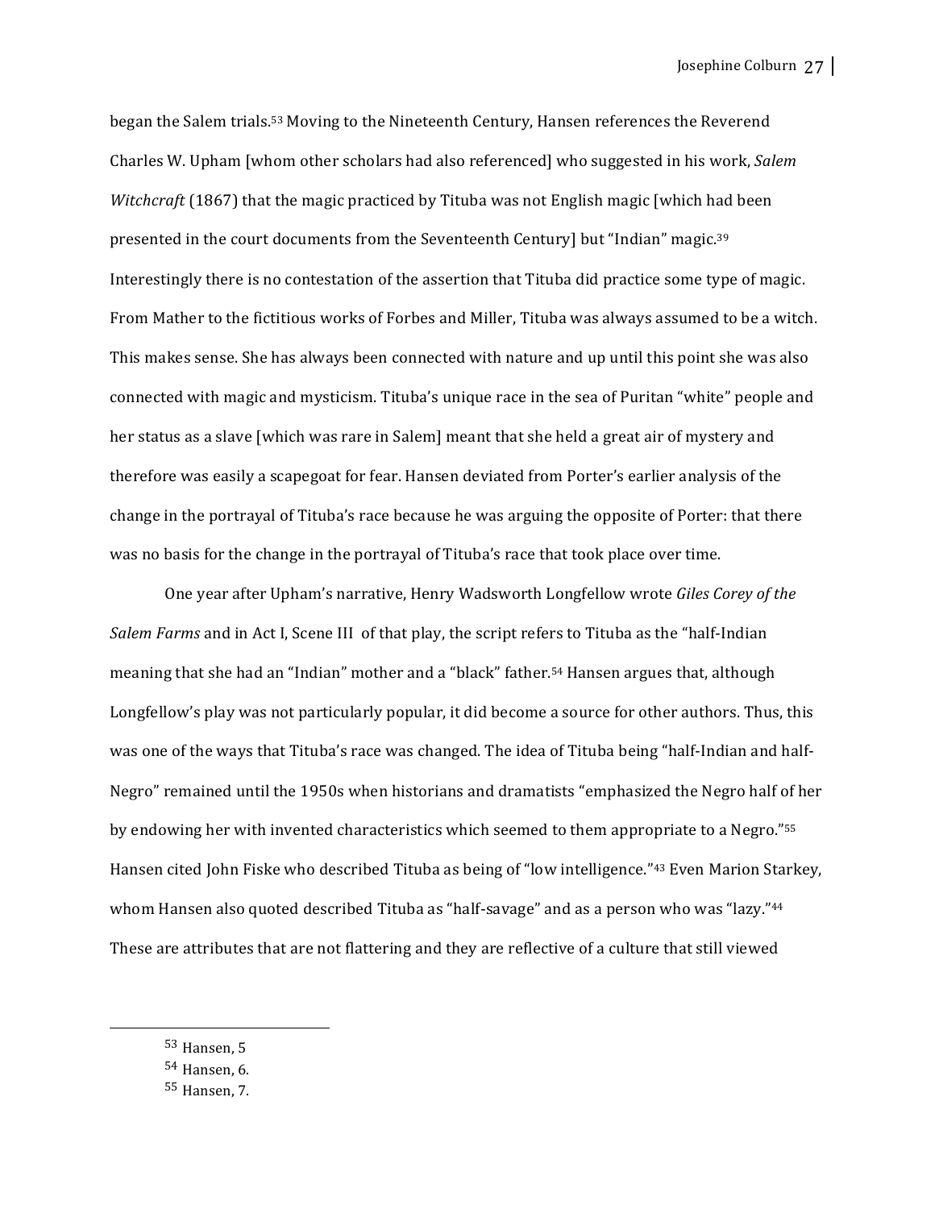began the Salem trials.[53] Moving to the Nineteenth Century, Hansen references the Reverend Charles W. Upham [whom other scholars had also referenced] who suggested in his work, *Salem Witchcraft* (1867) that the magic practiced by Tituba was not English magic [which had been presented in the court documents from the Seventeenth Century] but "Indian" magic.[39] Interestingly there is no contestation of the assertion that Tituba did practice some type of magic. From Mather to the fictitious works of Forbes and Miller, Tituba was always assumed to be a witch. This makes sense. She has always been connected with nature and up until this point she was also connected with magic and mysticism. Tituba's unique race in the sea of Puritan "white" people and her status as a slave [which was rare in Salem] meant that she held a great air of mystery and therefore was easily a scapegoat for fear. Hansen deviated from Porter's earlier analysis of the change in the portrayal of Tituba's race because he was arguing the opposite of Porter: that there was no basis for the change in the portrayal of Tituba's race that took place over time.

One year after Upham's narrative, Henry Wadsworth Longfellow wrote *Giles Corey of the Salem Farms* and in Act I, Scene III of that play, the script refers to Tituba as the "half-Indian meaning that she had an "Indian" mother and a "black" father.[54] Hansen argues that, although Longfellow's play was not particularly popular, it did become a source for other authors. Thus, this was one of the ways that Tituba's race was changed. The idea of Tituba being "half-Indian and half-Negro" remained until the 1950s when historians and dramatists "emphasized the Negro half of her by endowing her with invented characteristics which seemed to them appropriate to a Negro."[55] Hansen cited John Fiske who described Tituba as being of "low intelligence."[43] Even Marion Starkey, whom Hansen also quoted described Tituba as "half-savage" and as a person who was "lazy."[44] These are attributes that are not flattering and they are reflective of a culture that still viewed

---

[53] Hansen, 5

[54] Hansen, 6.

[55] Hansen, 7.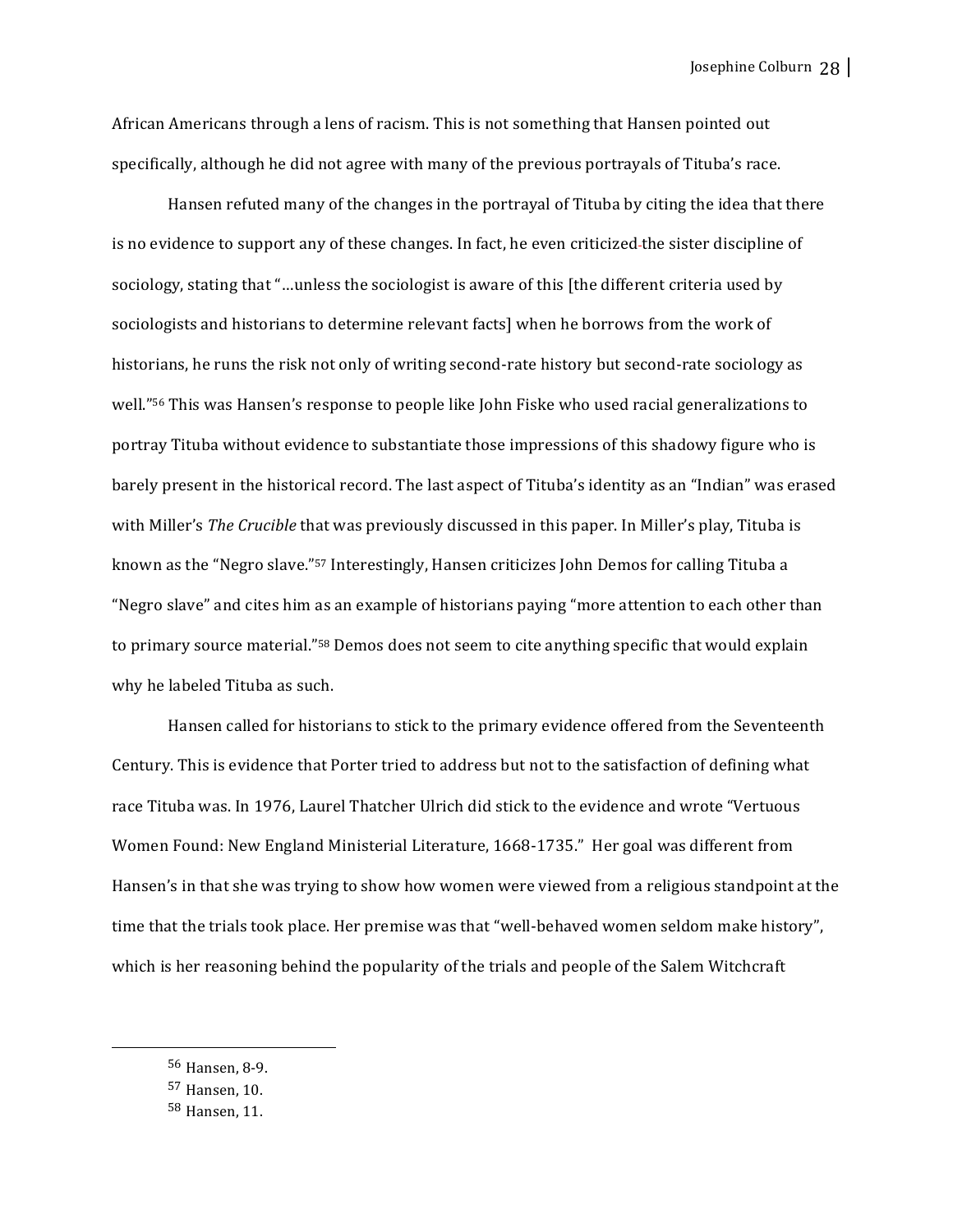African Americans through a lens of racism. This is not something that Hansen pointed out specifically, although he did not agree with many of the previous portrayals of Tituba's race.

Hansen refuted many of the changes in the portrayal of Tituba by citing the idea that there is no evidence to support any of these changes. In fact, he even criticized the sister discipline of sociology, stating that "…unless the sociologist is aware of this [the different criteria used by sociologists and historians to determine relevant facts] when he borrows from the work of historians, he runs the risk not only of writing second-rate history but second-rate sociology as well."[56] This was Hansen's response to people like John Fiske who used racial generalizations to portray Tituba without evidence to substantiate those impressions of this shadowy figure who is barely present in the historical record. The last aspect of Tituba's identity as an "Indian" was erased with Miller's *The Crucible* that was previously discussed in this paper. In Miller's play, Tituba is known as the "Negro slave."[57] Interestingly, Hansen criticizes John Demos for calling Tituba a "Negro slave" and cites him as an example of historians paying "more attention to each other than to primary source material."[58] Demos does not seem to cite anything specific that would explain why he labeled Tituba as such.

Hansen called for historians to stick to the primary evidence offered from the Seventeenth Century. This is evidence that Porter tried to address but not to the satisfaction of defining what race Tituba was. In 1976, Laurel Thatcher Ulrich did stick to the evidence and wrote "Vertuous Women Found: New England Ministerial Literature, 1668-1735." Her goal was different from Hansen's in that she was trying to show how women were viewed from a religious standpoint at the time that the trials took place. Her premise was that "well-behaved women seldom make history", which is her reasoning behind the popularity of the trials and people of the Salem Witchcraft

---

56 Hansen, 8-9.

57 Hansen, 10.

58 Hansen, 11.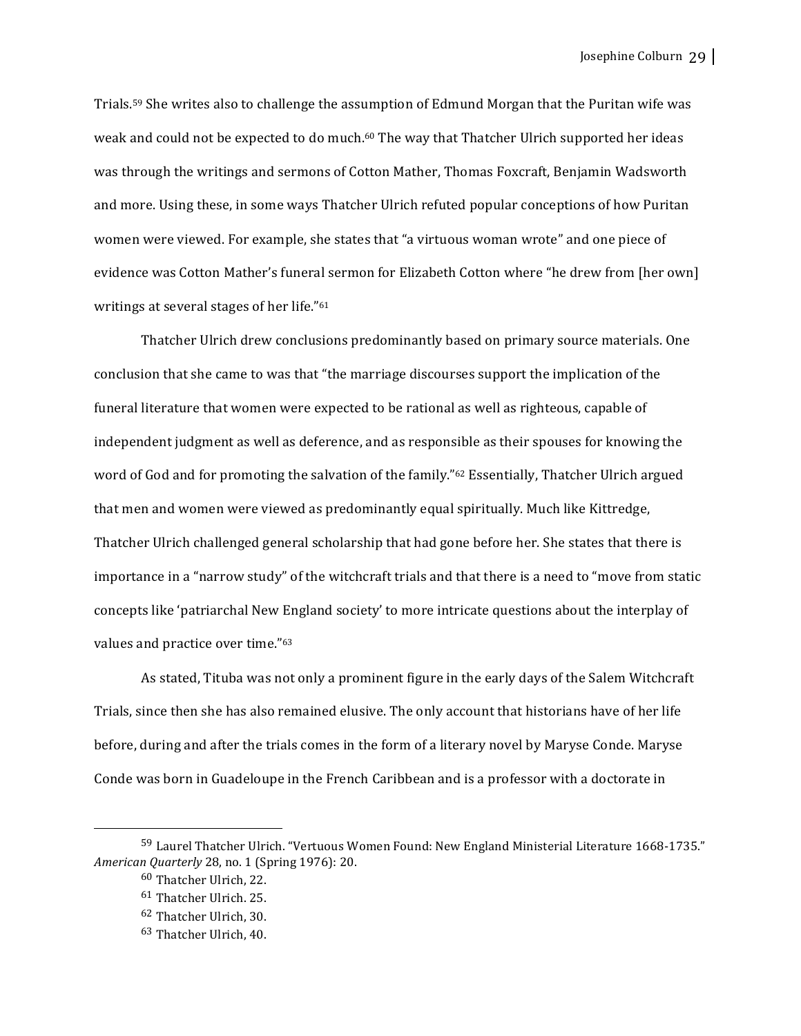Trials.[59] She writes also to challenge the assumption of Edmund Morgan that the Puritan wife was weak and could not be expected to do much.[60] The way that Thatcher Ulrich supported her ideas was through the writings and sermons of Cotton Mather, Thomas Foxcraft, Benjamin Wadsworth and more. Using these, in some ways Thatcher Ulrich refuted popular conceptions of how Puritan women were viewed. For example, she states that "a virtuous woman wrote" and one piece of evidence was Cotton Mather's funeral sermon for Elizabeth Cotton where "he drew from [her own] writings at several stages of her life."[61]

Thatcher Ulrich drew conclusions predominantly based on primary source materials. One conclusion that she came to was that "the marriage discourses support the implication of the funeral literature that women were expected to be rational as well as righteous, capable of independent judgment as well as deference, and as responsible as their spouses for knowing the word of God and for promoting the salvation of the family."[62] Essentially, Thatcher Ulrich argued that men and women were viewed as predominantly equal spiritually. Much like Kittredge, Thatcher Ulrich challenged general scholarship that had gone before her. She states that there is importance in a "narrow study" of the witchcraft trials and that there is a need to "move from static concepts like 'patriarchal New England society' to more intricate questions about the interplay of values and practice over time."[63]

As stated, Tituba was not only a prominent figure in the early days of the Salem Witchcraft Trials, since then she has also remained elusive. The only account that historians have of her life before, during and after the trials comes in the form of a literary novel by Maryse Conde. Maryse Conde was born in Guadeloupe in the French Caribbean and is a professor with a doctorate in

---

[59] Laurel Thatcher Ulrich. "Vertuous Women Found: New England Ministerial Literature 1668-1735." *American Quarterly* 28, no. 1 (Spring 1976): 20.

[60] Thatcher Ulrich, 22.

[61] Thatcher Ulrich. 25.

[62] Thatcher Ulrich, 30.

[63] Thatcher Ulrich, 40.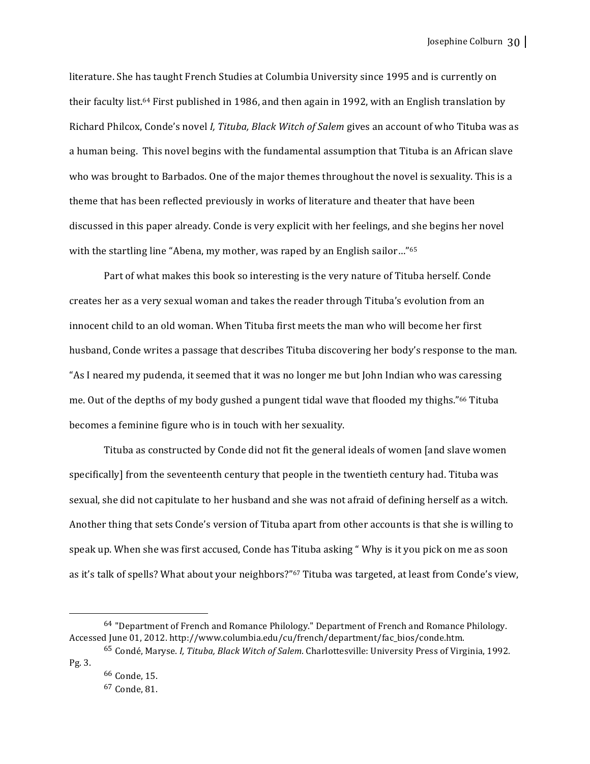literature. She has taught French Studies at Columbia University since 1995 and is currently on their faculty list.[64] First published in 1986, and then again in 1992, with an English translation by Richard Philcox, Conde's novel *I, Tituba, Black Witch of Salem* gives an account of who Tituba was as a human being. This novel begins with the fundamental assumption that Tituba is an African slave who was brought to Barbados. One of the major themes throughout the novel is sexuality. This is a theme that has been reflected previously in works of literature and theater that have been discussed in this paper already. Conde is very explicit with her feelings, and she begins her novel with the startling line "Abena, my mother, was raped by an English sailor…"[65]

Part of what makes this book so interesting is the very nature of Tituba herself. Conde creates her as a very sexual woman and takes the reader through Tituba's evolution from an innocent child to an old woman. When Tituba first meets the man who will become her first husband, Conde writes a passage that describes Tituba discovering her body's response to the man. "As I neared my pudenda, it seemed that it was no longer me but John Indian who was caressing me. Out of the depths of my body gushed a pungent tidal wave that flooded my thighs."[66] Tituba becomes a feminine figure who is in touch with her sexuality.

Tituba as constructed by Conde did not fit the general ideals of women [and slave women specifically] from the seventeenth century that people in the twentieth century had. Tituba was sexual, she did not capitulate to her husband and she was not afraid of defining herself as a witch. Another thing that sets Conde's version of Tituba apart from other accounts is that she is willing to speak up. When she was first accused, Conde has Tituba asking " Why is it you pick on me as soon as it's talk of spells? What about your neighbors?"[67] Tituba was targeted, at least from Conde's view,

---

[64] "Department of French and Romance Philology." Department of French and Romance Philology. Accessed June 01, 2012. http://www.columbia.edu/cu/french/department/fac_bios/conde.htm.

[65] Condé, Maryse. *I, Tituba, Black Witch of Salem*. Charlottesville: University Press of Virginia, 1992. Pg. 3.

[66] Conde, 15.

[67] Conde, 81.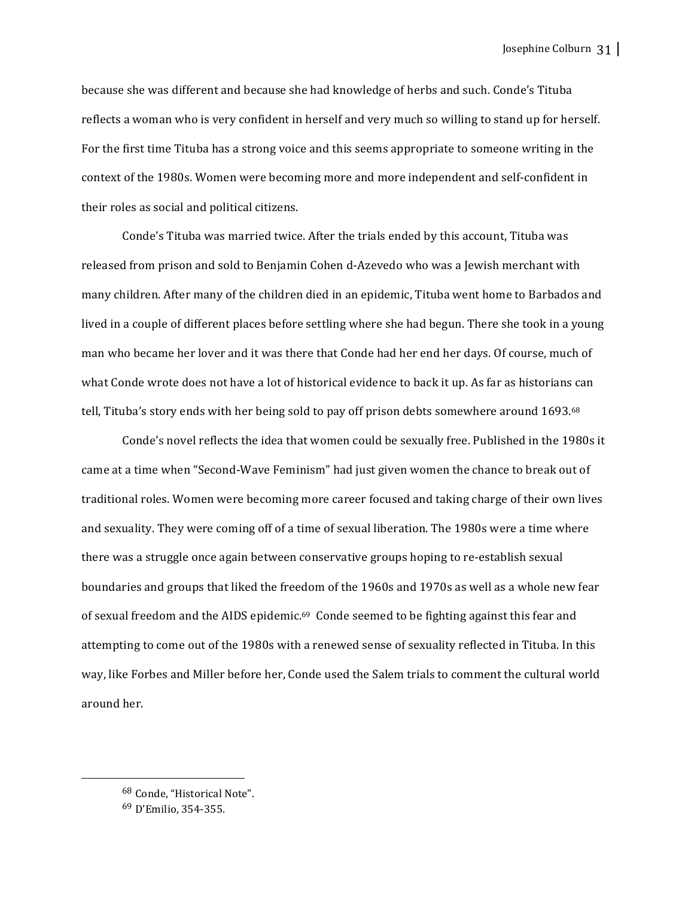because she was different and because she had knowledge of herbs and such. Conde's Tituba reflects a woman who is very confident in herself and very much so willing to stand up for herself. For the first time Tituba has a strong voice and this seems appropriate to someone writing in the context of the 1980s. Women were becoming more and more independent and self-confident in their roles as social and political citizens.

Conde's Tituba was married twice. After the trials ended by this account, Tituba was released from prison and sold to Benjamin Cohen d-Azevedo who was a Jewish merchant with many children. After many of the children died in an epidemic, Tituba went home to Barbados and lived in a couple of different places before settling where she had begun. There she took in a young man who became her lover and it was there that Conde had her end her days. Of course, much of what Conde wrote does not have a lot of historical evidence to back it up. As far as historians can tell, Tituba's story ends with her being sold to pay off prison debts somewhere around 1693.[68]

Conde's novel reflects the idea that women could be sexually free. Published in the 1980s it came at a time when "Second-Wave Feminism" had just given women the chance to break out of traditional roles. Women were becoming more career focused and taking charge of their own lives and sexuality. They were coming off of a time of sexual liberation. The 1980s were a time where there was a struggle once again between conservative groups hoping to re-establish sexual boundaries and groups that liked the freedom of the 1960s and 1970s as well as a whole new fear of sexual freedom and the AIDS epidemic.[69] Conde seemed to be fighting against this fear and attempting to come out of the 1980s with a renewed sense of sexuality reflected in Tituba. In this way, like Forbes and Miller before her, Conde used the Salem trials to comment the cultural world around her.

---

[68] Conde, "Historical Note".

[69] D'Emilio, 354-355.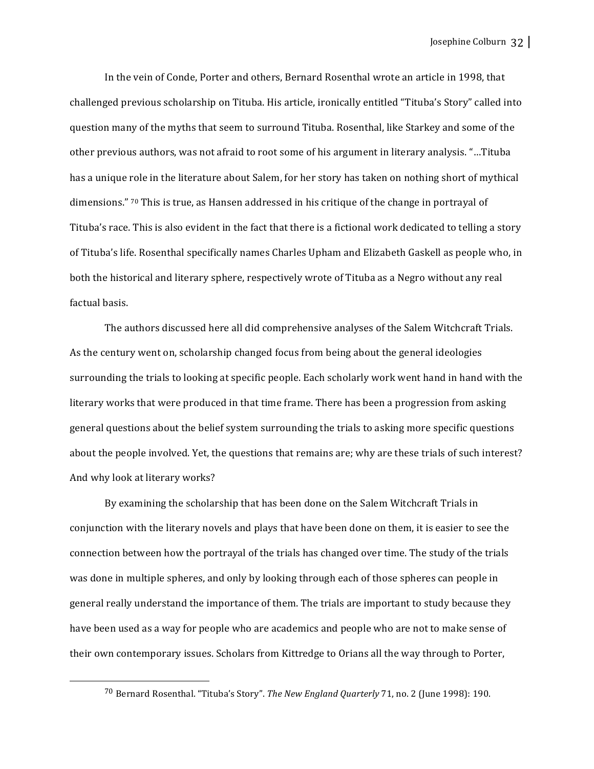In the vein of Conde, Porter and others, Bernard Rosenthal wrote an article in 1998, that challenged previous scholarship on Tituba. His article, ironically entitled "Tituba's Story" called into question many of the myths that seem to surround Tituba. Rosenthal, like Starkey and some of the other previous authors, was not afraid to root some of his argument in literary analysis. "…Tituba has a unique role in the literature about Salem, for her story has taken on nothing short of mythical dimensions." [70] This is true, as Hansen addressed in his critique of the change in portrayal of Tituba's race. This is also evident in the fact that there is a fictional work dedicated to telling a story of Tituba's life. Rosenthal specifically names Charles Upham and Elizabeth Gaskell as people who, in both the historical and literary sphere, respectively wrote of Tituba as a Negro without any real factual basis.

The authors discussed here all did comprehensive analyses of the Salem Witchcraft Trials. As the century went on, scholarship changed focus from being about the general ideologies surrounding the trials to looking at specific people. Each scholarly work went hand in hand with the literary works that were produced in that time frame. There has been a progression from asking general questions about the belief system surrounding the trials to asking more specific questions about the people involved. Yet, the questions that remains are; why are these trials of such interest? And why look at literary works?

By examining the scholarship that has been done on the Salem Witchcraft Trials in conjunction with the literary novels and plays that have been done on them, it is easier to see the connection between how the portrayal of the trials has changed over time. The study of the trials was done in multiple spheres, and only by looking through each of those spheres can people in general really understand the importance of them. The trials are important to study because they have been used as a way for people who are academics and people who are not to make sense of their own contemporary issues. Scholars from Kittredge to Orians all the way through to Porter,

---

[70] Bernard Rosenthal. "Tituba's Story". *The New England Quarterly* 71, no. 2 (June 1998): 190.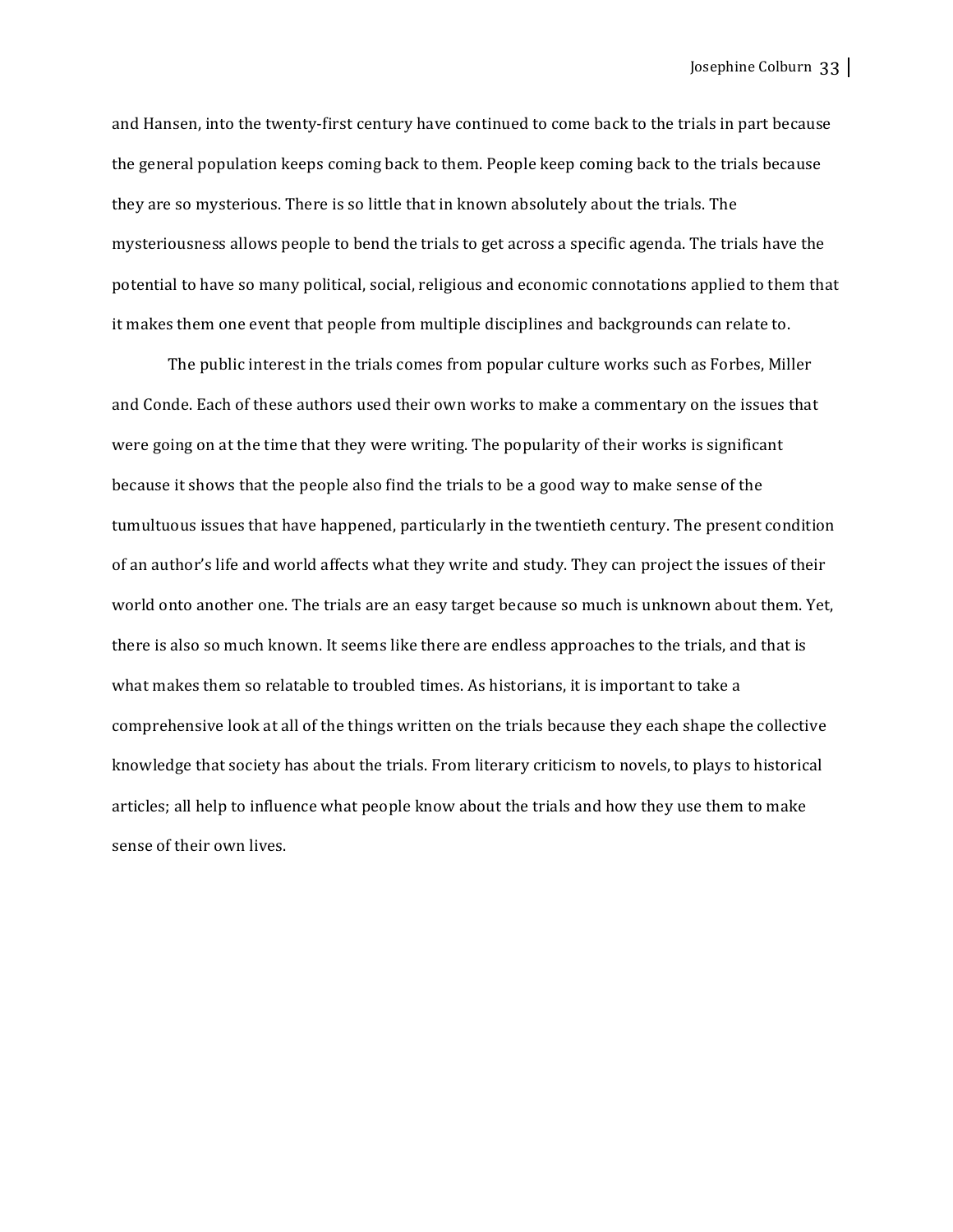and Hansen, into the twenty-first century have continued to come back to the trials in part because the general population keeps coming back to them. People keep coming back to the trials because they are so mysterious. There is so little that in known absolutely about the trials. The mysteriousness allows people to bend the trials to get across a specific agenda. The trials have the potential to have so many political, social, religious and economic connotations applied to them that it makes them one event that people from multiple disciplines and backgrounds can relate to.

The public interest in the trials comes from popular culture works such as Forbes, Miller and Conde. Each of these authors used their own works to make a commentary on the issues that were going on at the time that they were writing. The popularity of their works is significant because it shows that the people also find the trials to be a good way to make sense of the tumultuous issues that have happened, particularly in the twentieth century. The present condition of an author's life and world affects what they write and study. They can project the issues of their world onto another one. The trials are an easy target because so much is unknown about them. Yet, there is also so much known. It seems like there are endless approaches to the trials, and that is what makes them so relatable to troubled times. As historians, it is important to take a comprehensive look at all of the things written on the trials because they each shape the collective knowledge that society has about the trials. From literary criticism to novels, to plays to historical articles; all help to influence what people know about the trials and how they use them to make sense of their own lives.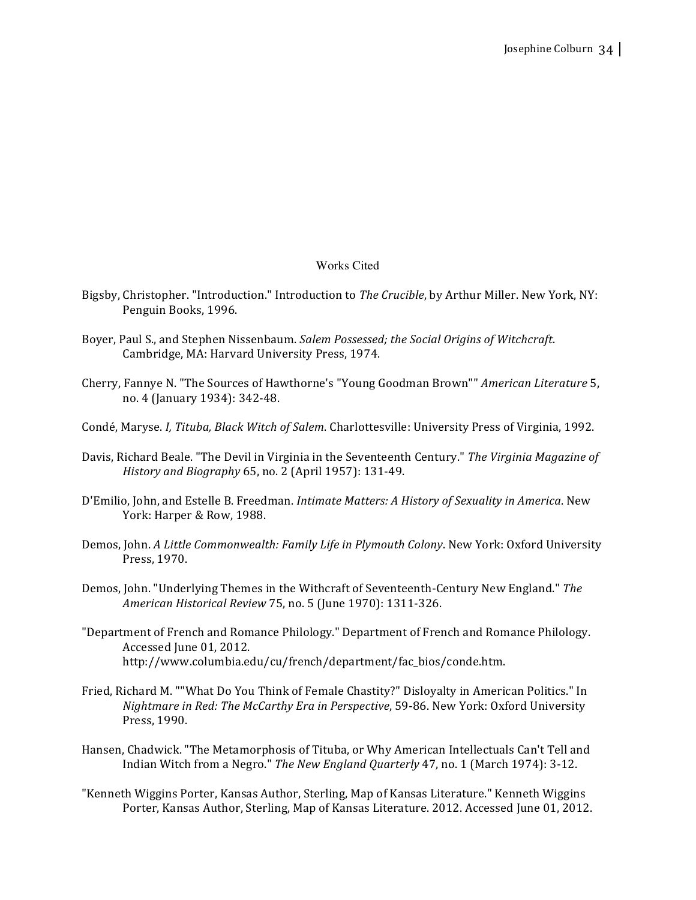# Works Cited

Bigsby, Christopher. "Introduction." Introduction to *The Crucible*, by Arthur Miller. New York, NY: Penguin Books, 1996.

Boyer, Paul S., and Stephen Nissenbaum. *Salem Possessed; the Social Origins of Witchcraft.* Cambridge, MA: Harvard University Press, 1974.

Cherry, Fannye N. "The Sources of Hawthorne's "Young Goodman Brown"" *American Literature* 5, no. 4 (January 1934): 342-48.

Condé, Maryse. *I, Tituba, Black Witch of Salem*. Charlottesville: University Press of Virginia, 1992.

Davis, Richard Beale. "The Devil in Virginia in the Seventeenth Century." *The Virginia Magazine of History and Biography* 65, no. 2 (April 1957): 131-49.

D'Emilio, John, and Estelle B. Freedman. *Intimate Matters: A History of Sexuality in America*. New York: Harper & Row, 1988.

Demos, John. *A Little Commonwealth: Family Life in Plymouth Colony*. New York: Oxford University Press, 1970.

Demos, John. "Underlying Themes in the Witchcraft of Seventeenth-Century New England." *The American Historical Review* 75, no. 5 (June 1970): 1311-326.

"Department of French and Romance Philology." Department of French and Romance Philology. Accessed June 01, 2012. http://www.columbia.edu/cu/french/department/fac_bios/conde.htm.

Fried, Richard M. ""What Do You Think of Female Chastity?" Disloyalty in American Politics." In *Nightmare in Red: The McCarthy Era in Perspective*, 59-86. New York: Oxford University Press, 1990.

Hansen, Chadwick. "The Metamorphosis of Tituba, or Why American Intellectuals Can't Tell and Indian Witch from a Negro." *The New England Quarterly* 47, no. 1 (March 1974): 3-12.

"Kenneth Wiggins Porter, Kansas Author, Sterling, Map of Kansas Literature." Kenneth Wiggins Porter, Kansas Author, Sterling, Map of Kansas Literature. 2012. Accessed June 01, 2012.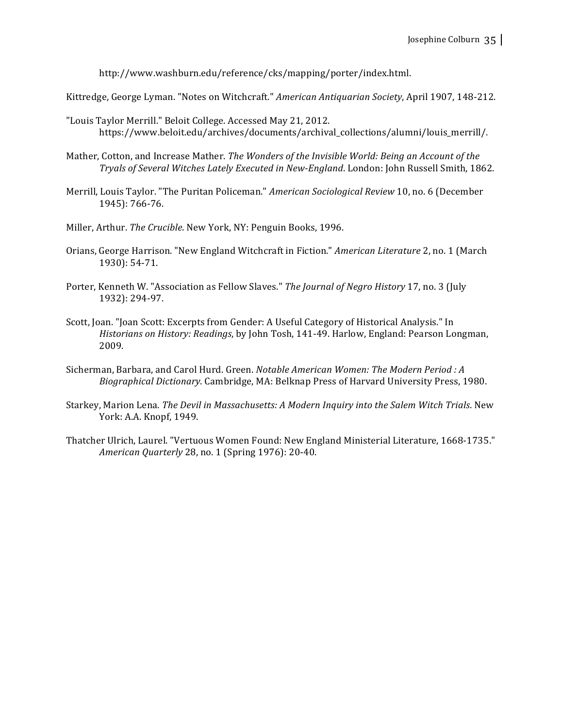http://www.washburn.edu/reference/cks/mapping/porter/index.html.

Kittredge, George Lyman. "Notes on Witchcraft." *American Antiquarian Society*, April 1907, 148-212.

"Louis Taylor Merrill." Beloit College. Accessed May 21, 2012. https://www.beloit.edu/archives/documents/archival_collections/alumni/louis_merrill/.

Mather, Cotton, and Increase Mather. *The Wonders of the Invisible World: Being an Account of the Tryals of Several Witches Lately Executed in New-England*. London: John Russell Smith, 1862.

Merrill, Louis Taylor. "The Puritan Policeman." *American Sociological Review* 10, no. 6 (December 1945): 766-76.

Miller, Arthur. *The Crucible*. New York, NY: Penguin Books, 1996.

Orians, George Harrison. "New England Witchcraft in Fiction." *American Literature* 2, no. 1 (March 1930): 54-71.

Porter, Kenneth W. "Association as Fellow Slaves." *The Journal of Negro History* 17, no. 3 (July 1932): 294-97.

Scott, Joan. "Joan Scott: Excerpts from Gender: A Useful Category of Historical Analysis." In *Historians on History: Readings*, by John Tosh, 141-49. Harlow, England: Pearson Longman, 2009.

Sicherman, Barbara, and Carol Hurd. Green. *Notable American Women: The Modern Period : A Biographical Dictionary*. Cambridge, MA: Belknap Press of Harvard University Press, 1980.

Starkey, Marion Lena. *The Devil in Massachusetts: A Modern Inquiry into the Salem Witch Trials*. New York: A.A. Knopf, 1949.

Thatcher Ulrich, Laurel. "Vertuous Women Found: New England Ministerial Literature, 1668-1735." *American Quarterly* 28, no. 1 (Spring 1976): 20-40.